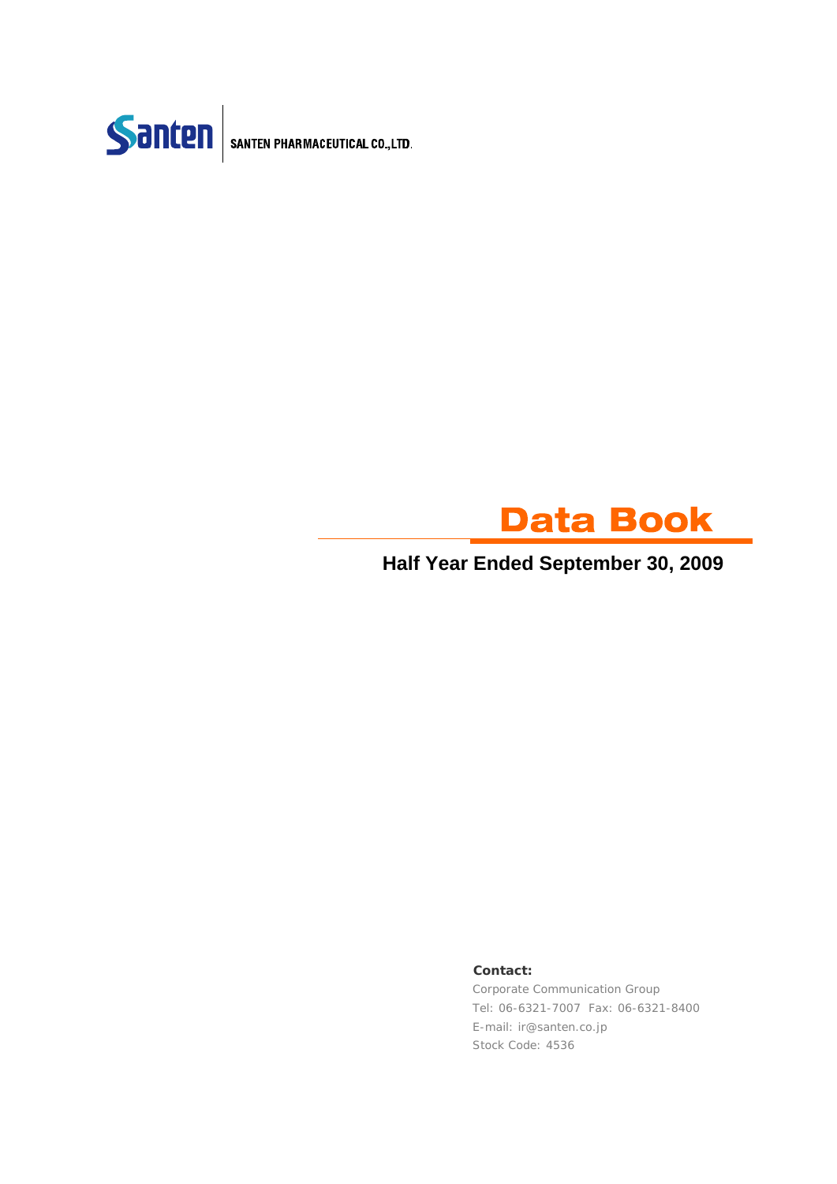Santen | SANTEN PHARMACEUTICAL CO.,LTD.

# Data Book

## Half Year Ended September 30, 2009

**Contact:**

Corporate Communication Group
Tel: 06-6321-7007 Fax: 06-6321-8400
E-mail: ir@santen.co.jp
Stock Code: 4536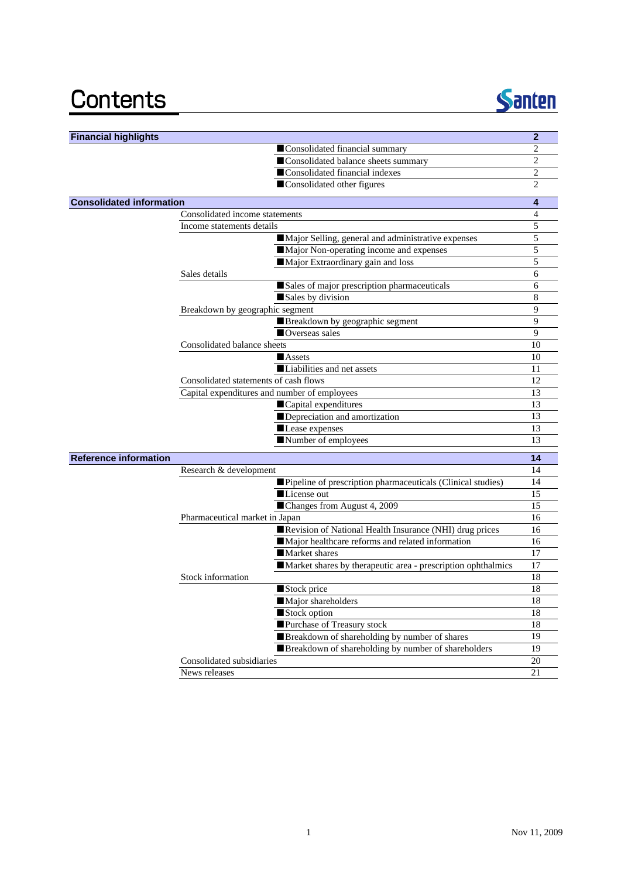# Contents

Santen

| Section | Subsection | Item | Page |
|---|---|---|---|
| **Financial highlights** | | | **2** |
| | | ■Consolidated financial summary | 2 |
| | | ■Consolidated balance sheets summary | 2 |
| | | ■Consolidated financial indexes | 2 |
| | | ■Consolidated other figures | 2 |
| **Consolidated information** | | | **4** |
| | Consolidated income statements | | 4 |
| | Income statements details | | 5 |
| | | ■Major Selling, general and administrative expenses | 5 |
| | | ■Major Non-operating income and expenses | 5 |
| | | ■Major Extraordinary gain and loss | 5 |
| | Sales details | | 6 |
| | | ■Sales of major prescription pharmaceuticals | 6 |
| | | ■Sales by division | 8 |
| | Breakdown by geographic segment | | 9 |
| | | ■Breakdown by geographic segment | 9 |
| | | ■Overseas sales | 9 |
| | Consolidated balance sheets | | 10 |
| | | ■Assets | 10 |
| | | ■Liabilities and net assets | 11 |
| | Consolidated statements of cash flows | | 12 |
| | Capital expenditures and number of employees | | 13 |
| | | ■Capital expenditures | 13 |
| | | ■Depreciation and amortization | 13 |
| | | ■Lease expenses | 13 |
| | | ■Number of employees | 13 |
| **Reference information** | | | **14** |
| | Research & development | | 14 |
| | | ■Pipeline of prescription pharmaceuticals (Clinical studies) | 14 |
| | | ■License out | 15 |
| | | ■Changes from August 4, 2009 | 15 |
| | Pharmaceutical market in Japan | | 16 |
| | | ■Revision of National Health Insurance (NHI) drug prices | 16 |
| | | ■Major healthcare reforms and related information | 16 |
| | | ■Market shares | 17 |
| | | ■Market shares by therapeutic area - prescription ophthalmics | 17 |
| | Stock information | | 18 |
| | | ■Stock price | 18 |
| | | ■Major shareholders | 18 |
| | | ■Stock option | 18 |
| | | ■Purchase of Treasury stock | 18 |
| | | ■Breakdown of shareholding by number of shares | 19 |
| | | ■Breakdown of shareholding by number of shareholders | 19 |
| | Consolidated subsidiaries | | 20 |
| | News releases | | 21 |

Nov 11, 2009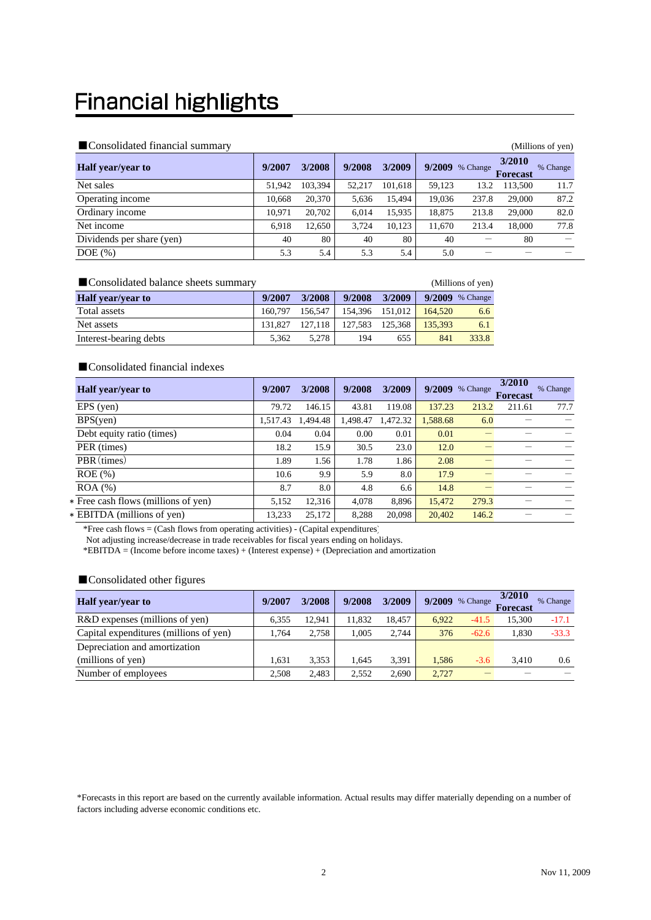# Financial highlights

■Consolidated financial summary

(Millions of yen)

| Half year/year to | 9/2007 | 3/2008 | 9/2008 | 3/2009 | 9/2009 | % Change | 3/2010 Forecast | % Change |
|---|---|---|---|---|---|---|---|---|
| Net sales | 51,942 | 103,394 | 52,217 | 101,618 | 59,123 | 13.2 | 113,500 | 11.7 |
| Operating income | 10,668 | 20,370 | 5,636 | 15,494 | 19,036 | 237.8 | 29,000 | 87.2 |
| Ordinary income | 10,971 | 20,702 | 6,014 | 15,935 | 18,875 | 213.8 | 29,000 | 82.0 |
| Net income | 6,918 | 12,650 | 3,724 | 10,123 | 11,670 | 213.4 | 18,000 | 77.8 |
| Dividends per share (yen) | 40 | 80 | 40 | 80 | 40 | ― | 80 | ― |
| DOE (%) | 5.3 | 5.4 | 5.3 | 5.4 | 5.0 | ― | ― | ― |

■Consolidated balance sheets summary

(Millions of yen)

| Half year/year to | 9/2007 | 3/2008 | 9/2008 | 3/2009 | 9/2009 | % Change |
|---|---|---|---|---|---|---|
| Total assets | 160,797 | 156,547 | 154,396 | 151,012 | 164,520 | 6.6 |
| Net assets | 131,827 | 127,118 | 127,583 | 125,368 | 135,393 | 6.1 |
| Interest-bearing debts | 5,362 | 5,278 | 194 | 655 | 841 | 333.8 |

■Consolidated financial indexes

| Half year/year to | 9/2007 | 3/2008 | 9/2008 | 3/2009 | 9/2009 | % Change | 3/2010 Forecast | % Change |
|---|---|---|---|---|---|---|---|---|
| EPS (yen) | 79.72 | 146.15 | 43.81 | 119.08 | 137.23 | 213.2 | 211.61 | 77.7 |
| BPS(yen) | 1,517.43 | 1,494.48 | 1,498.47 | 1,472.32 | 1,588.68 | 6.0 | ― | ― |
| Debt equity ratio (times) | 0.04 | 0.04 | 0.00 | 0.01 | 0.01 | ― | ― | ― |
| PER (times) | 18.2 | 15.9 | 30.5 | 23.0 | 12.0 | ― | ― | ― |
| PBR (times) | 1.89 | 1.56 | 1.78 | 1.86 | 2.08 | ― | ― | ― |
| ROE (%) | 10.6 | 9.9 | 5.9 | 8.0 | 17.9 | ― | ― | ― |
| ROA (%) | 8.7 | 8.0 | 4.8 | 6.6 | 14.8 | ― | ― | ― |
| * Free cash flows (millions of yen) | 5,152 | 12,316 | 4,078 | 8,896 | 15,472 | 279.3 | ― | ― |
| * EBITDA (millions of yen) | 13,233 | 25,172 | 8,288 | 20,098 | 20,402 | 146.2 | ― | ― |

*Free cash flows = (Cash flows from operating activities) - (Capital expenditures)
Not adjusting increase/decrease in trade receivables for fiscal years ending on holidays.
*EBITDA = (Income before income taxes) + (Interest expense) + (Depreciation and amortization

■Consolidated other figures

| Half year/year to | 9/2007 | 3/2008 | 9/2008 | 3/2009 | 9/2009 | % Change | 3/2010 Forecast | % Change |
|---|---|---|---|---|---|---|---|---|
| R&D expenses (millions of yen) | 6,355 | 12,941 | 11,832 | 18,457 | 6,922 | -41.5 | 15,300 | -17.1 |
| Capital expenditures (millions of yen) | 1,764 | 2,758 | 1,005 | 2,744 | 376 | -62.6 | 1,830 | -33.3 |
| Depreciation and amortization (millions of yen) | 1,631 | 3,353 | 1,645 | 3,391 | 1,586 | -3.6 | 3,410 | 0.6 |
| Number of employees | 2,508 | 2,483 | 2,552 | 2,690 | 2,727 | ― | ― | ― |

*Forecasts in this report are based on the currently available information. Actual results may differ materially depending on a number of factors including adverse economic conditions etc.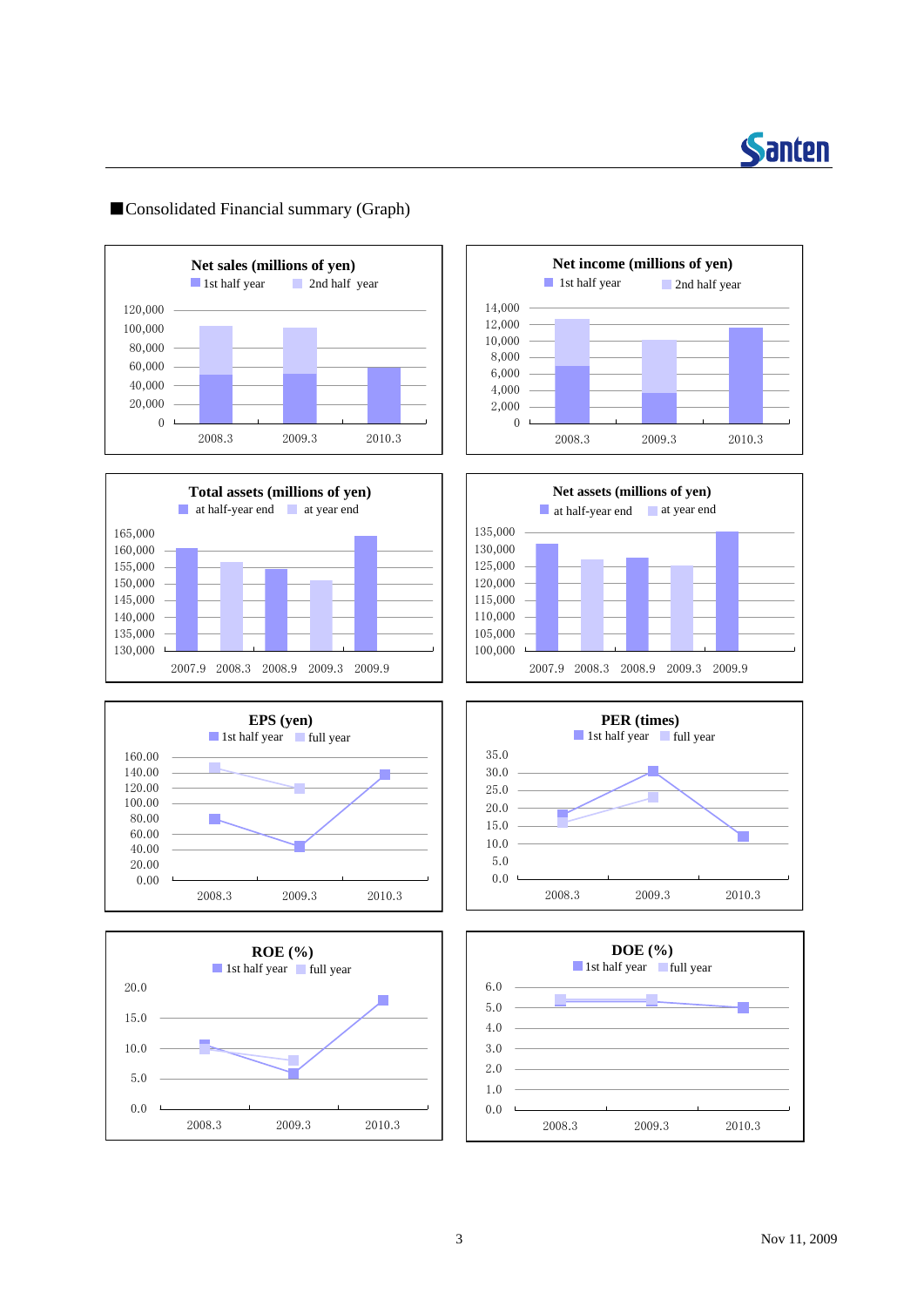■Consolidated Financial summary (Graph)

**Net sales (millions of yen)**

1st half year 2nd half year

120,000
100,000
80,000
60,000
40,000
20,000
0

2008.3 2009.3 2010.3

**Net income (millions of yen)**

1st half year 2nd half year

14,000
12,000
10,000
8,000
6,000
4,000
2,000
0

2008.3 2009.3 2010.3

**Total assets (millions of yen)**

at half-year end at year end

165,000
160,000
155,000
150,000
145,000
140,000
135,000
130,000

2007.9 2008.3 2008.9 2009.3 2009.9

**Net assets (millions of yen)**

at half-year end at year end

135,000
130,000
125,000
120,000
115,000
110,000
105,000
100,000

2007.9 2008.3 2008.9 2009.3 2009.9

**EPS (yen)**

1st half year full year

160.00
140.00
120.00
100.00
80.00
60.00
40.00
20.00
0.00

2008.3 2009.3 2010.3

**PER (times)**

1st half year full year

35.0
30.0
25.0
20.0
15.0
10.0
5.0
0.0

2008.3 2009.3 2010.3

**ROE (%)**

1st half year full year

20.0
15.0
10.0
5.0
0.0

2008.3 2009.3 2010.3

**DOE (%)**

1st half year full year

6.0
5.0
4.0
3.0
2.0
1.0
0.0

2008.3 2009.3 2010.3

Nov 11, 2009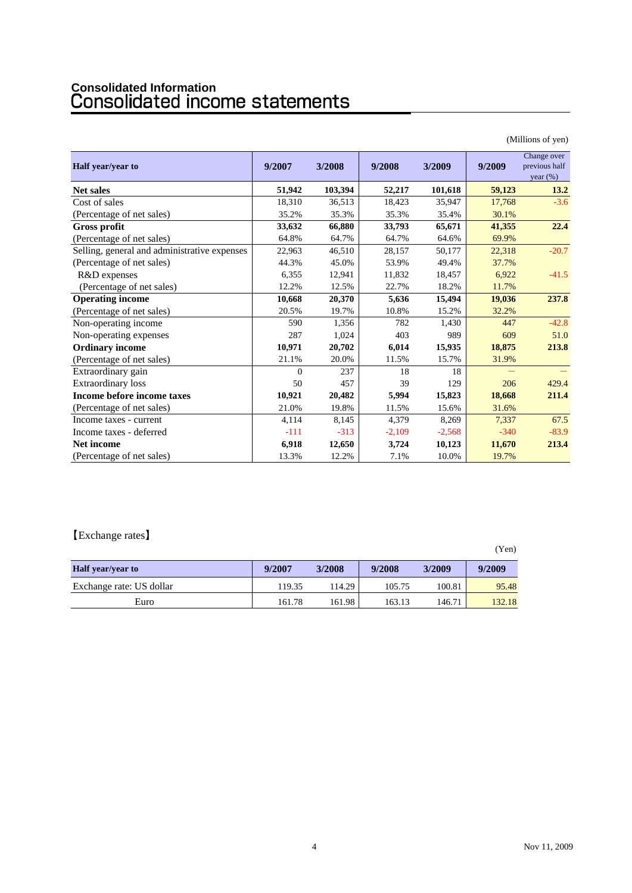## Consolidated Information

# Consolidated income statements

(Millions of yen)

| Half year/year to | 9/2007 | 3/2008 | 9/2008 | 3/2009 | 9/2009 | Change over previous half year (%) |
|---|---|---|---|---|---|---|
| **Net sales** | **51,942** | **103,394** | **52,217** | **101,618** | **59,123** | **13.2** |
| Cost of sales | 18,310 | 36,513 | 18,423 | 35,947 | 17,768 | -3.6 |
| (Percentage of net sales) | 35.2% | 35.3% | 35.3% | 35.4% | 30.1% | |
| **Gross profit** | **33,632** | **66,880** | **33,793** | **65,671** | **41,355** | **22.4** |
| (Percentage of net sales) | 64.8% | 64.7% | 64.7% | 64.6% | 69.9% | |
| Selling, general and administrative expenses | 22,963 | 46,510 | 28,157 | 50,177 | 22,318 | -20.7 |
| (Percentage of net sales) | 44.3% | 45.0% | 53.9% | 49.4% | 37.7% | |
| R&D expenses | 6,355 | 12,941 | 11,832 | 18,457 | 6,922 | -41.5 |
| (Percentage of net sales) | 12.2% | 12.5% | 22.7% | 18.2% | 11.7% | |
| **Operating income** | **10,668** | **20,370** | **5,636** | **15,494** | **19,036** | **237.8** |
| (Percentage of net sales) | 20.5% | 19.7% | 10.8% | 15.2% | 32.2% | |
| Non-operating income | 590 | 1,356 | 782 | 1,430 | 447 | -42.8 |
| Non-operating expenses | 287 | 1,024 | 403 | 989 | 609 | 51.0 |
| **Ordinary income** | **10,971** | **20,702** | **6,014** | **15,935** | **18,875** | **213.8** |
| (Percentage of net sales) | 21.1% | 20.0% | 11.5% | 15.7% | 31.9% | |
| Extraordinary gain | 0 | 237 | 18 | 18 | — | — |
| Extraordinary loss | 50 | 457 | 39 | 129 | 206 | 429.4 |
| **Income before income taxes** | **10,921** | **20,482** | **5,994** | **15,823** | **18,668** | **211.4** |
| (Percentage of net sales) | 21.0% | 19.8% | 11.5% | 15.6% | 31.6% | |
| Income taxes - current | 4,114 | 8,145 | 4,379 | 8,269 | 7,337 | 67.5 |
| Income taxes - deferred | -111 | -313 | -2,109 | -2,568 | -340 | -83.9 |
| **Net income** | **6,918** | **12,650** | **3,724** | **10,123** | **11,670** | **213.4** |
| (Percentage of net sales) | 13.3% | 12.2% | 7.1% | 10.0% | 19.7% | |

【Exchange rates】

(Yen)

| Half year/year to | 9/2007 | 3/2008 | 9/2008 | 3/2009 | 9/2009 |
|---|---|---|---|---|---|
| Exchange rate: US dollar | 119.35 | 114.29 | 105.75 | 100.81 | 95.48 |
| Euro | 161.78 | 161.98 | 163.13 | 146.71 | 132.18 |

Nov 11, 2009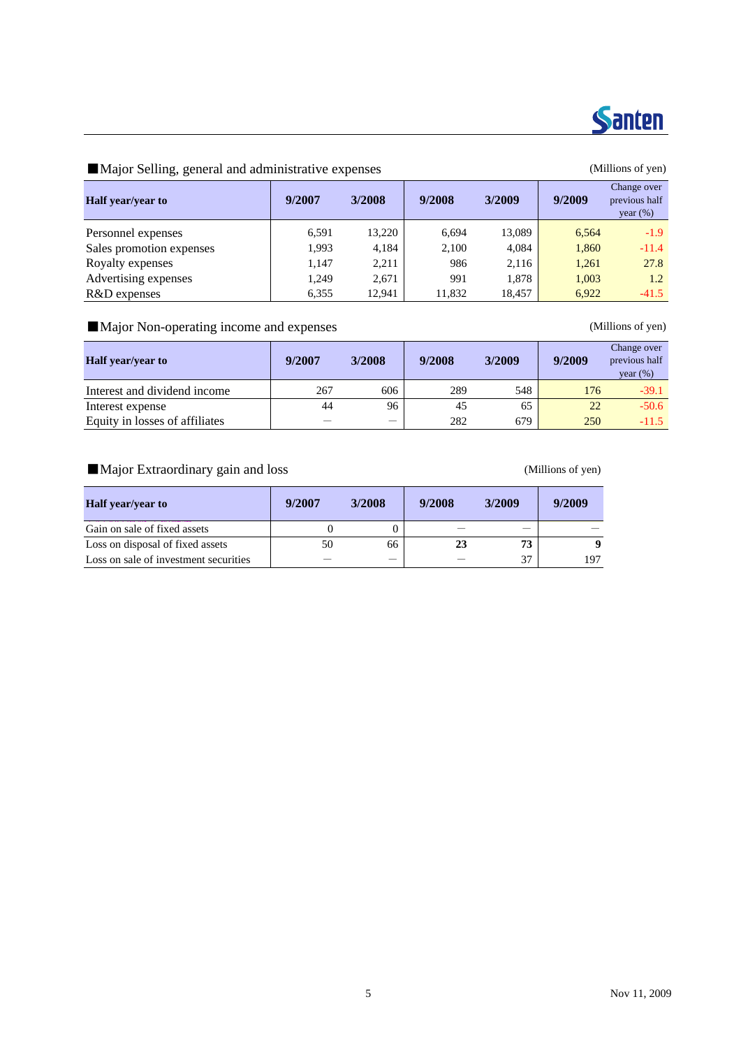## ■Major Selling, general and administrative expenses

(Millions of yen)

| Half year/year to | 9/2007 | 3/2008 | 9/2008 | 3/2009 | 9/2009 | Change over previous half year (%) |
|---|---|---|---|---|---|---|
| Personnel expenses | 6,591 | 13,220 | 6,694 | 13,089 | 6,564 | -1.9 |
| Sales promotion expenses | 1,993 | 4,184 | 2,100 | 4,084 | 1,860 | -11.4 |
| Royalty expenses | 1,147 | 2,211 | 986 | 2,116 | 1,261 | 27.8 |
| Advertising expenses | 1,249 | 2,671 | 991 | 1,878 | 1,003 | 1.2 |
| R&D expenses | 6,355 | 12,941 | 11,832 | 18,457 | 6,922 | -41.5 |

## ■Major Non-operating income and expenses

(Millions of yen)

| Half year/year to | 9/2007 | 3/2008 | 9/2008 | 3/2009 | 9/2009 | Change over previous half year (%) |
|---|---|---|---|---|---|---|
| Interest and dividend income | 267 | 606 | 289 | 548 | 176 | -39.1 |
| Interest expense | 44 | 96 | 45 | 65 | 22 | -50.6 |
| Equity in losses of affiliates | — | — | 282 | 679 | 250 | -11.5 |

## ■Major Extraordinary gain and loss

(Millions of yen)

| Half year/year to | 9/2007 | 3/2008 | 9/2008 | 3/2009 | 9/2009 |
|---|---|---|---|---|---|
| Gain on sale of fixed assets | 0 | 0 | — | — | — |
| Loss on disposal of fixed assets | 50 | 66 | **23** | **73** | **9** |
| Loss on sale of investment securities | — | — | — | 37 | 197 |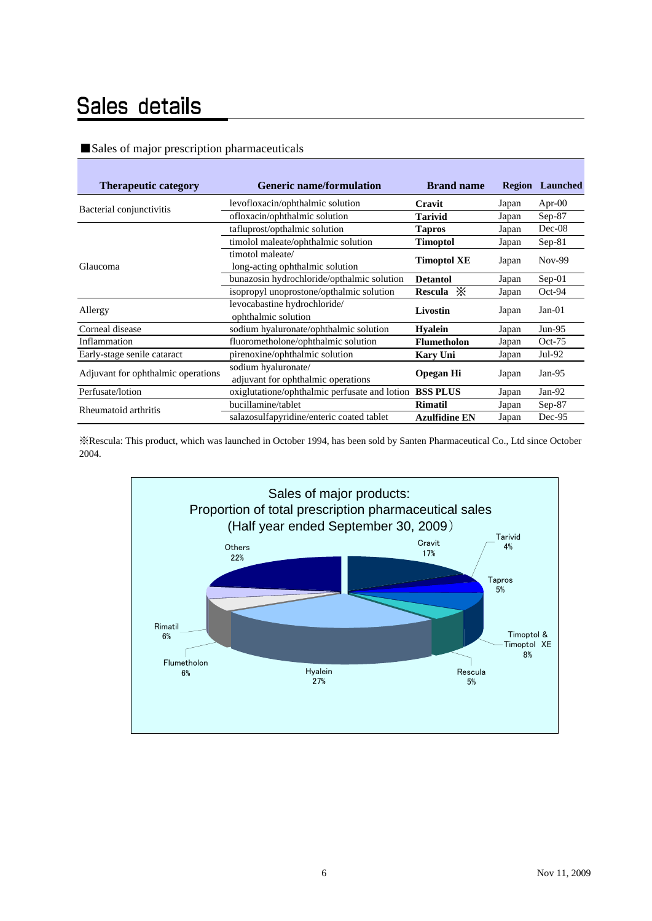# Sales details

■Sales of major prescription pharmaceuticals

| Therapeutic category | Generic name/formulation | Brand name | Region | Launched |
|---|---|---|---|---|
| Bacterial conjunctivitis | levofloxacin/ophthalmic solution | **Cravit** | Japan | Apr-00 |
| | ofloxacin/ophthalmic solution | **Tarivid** | Japan | Sep-87 |
| Glaucoma | tafluprost/opthalmic solution | **Tapros** | Japan | Dec-08 |
| | timolol maleate/ophthalmic solution | **Timoptol** | Japan | Sep-81 |
| | timotol maleate/ long-acting ophthalmic solution | **Timoptol XE** | Japan | Nov-99 |
| | bunazosin hydrochloride/opthalmic solution | **Detantol** | Japan | Sep-01 |
| | isopropyl unoprostone/opthalmic solution | **Rescula** ※ | Japan | Oct-94 |
| Allergy | levocabastine hydrochloride/ ophthalmic solution | **Livostin** | Japan | Jan-01 |
| Corneal disease | sodium hyaluronate/ophthalmic solution | **Hyalein** | Japan | Jun-95 |
| Inflammation | fluorometholone/ophthalmic solution | **Flumetholon** | Japan | Oct-75 |
| Early-stage senile cataract | pirenoxine/ophthalmic solution | **Kary Uni** | Japan | Jul-92 |
| Adjuvant for ophthalmic operations | sodium hyaluronate/ adjuvant for ophthalmic operations | **Opegan Hi** | Japan | Jan-95 |
| Perfusate/lotion | oxiglutatione/ophthalmic perfusate and lotion | **BSS PLUS** | Japan | Jan-92 |
| Rheumatoid arthritis | bucillamine/tablet | **Rimatil** | Japan | Sep-87 |
| | salazosulfapyridine/enteric coated tablet | **Azulfidine EN** | Japan | Dec-95 |

※Rescula: This product, which was launched in October 1994, has been sold by Santen Pharmaceutical Co., Ltd since October 2004.

Sales of major products: Proportion of total prescription pharmaceutical sales (Half year ended September 30, 2009)

| Product | Share |
|---|---|
| Cravit | 17% |
| Tarivid | 4% |
| Tapros | 5% |
| Timoptol & Timoptol XE | 8% |
| Rescula | 5% |
| Hyalein | 27% |
| Flumetholon | 6% |
| Rimatil | 6% |
| Others | 22% |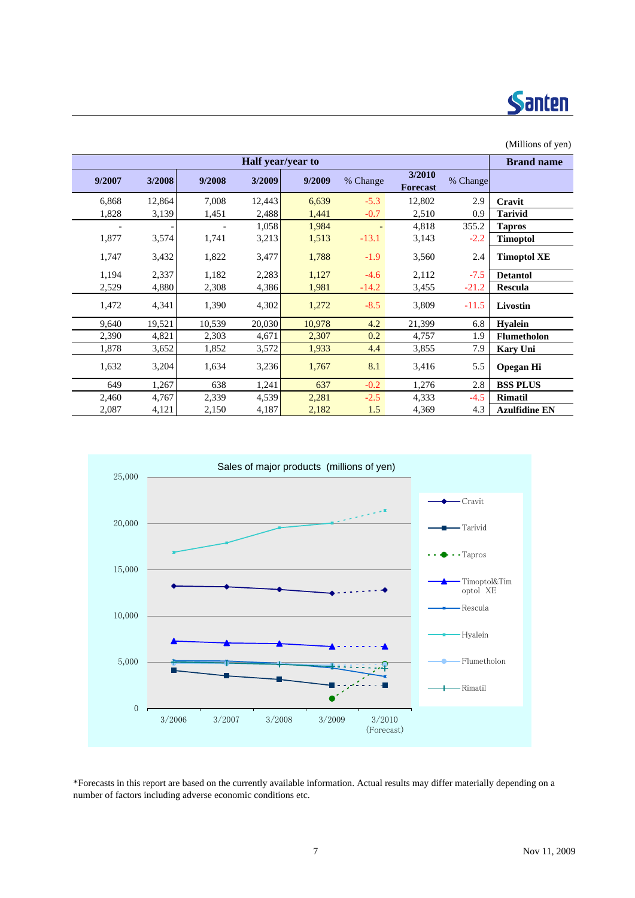(Millions of yen)

| Half year/year to | | | | | | | | Brand name |
|---|---|---|---|---|---|---|---|---|
| 9/2007 | 3/2008 | 9/2008 | 3/2009 | 9/2009 | % Change | 3/2010 Forecast | % Change | |
| 6,868 | 12,864 | 7,008 | 12,443 | 6,639 | -5.3 | 12,802 | 2.9 | **Cravit** |
| 1,828 | 3,139 | 1,451 | 2,488 | 1,441 | -0.7 | 2,510 | 0.9 | **Tarivid** |
| - | - | - | 1,058 | 1,984 | - | 4,818 | 355.2 | **Tapros** |
| 1,877 | 3,574 | 1,741 | 3,213 | 1,513 | -13.1 | 3,143 | -2.2 | **Timoptol** |
| 1,747 | 3,432 | 1,822 | 3,477 | 1,788 | -1.9 | 3,560 | 2.4 | **Timoptol XE** |
| 1,194 | 2,337 | 1,182 | 2,283 | 1,127 | -4.6 | 2,112 | -7.5 | **Detantol** |
| 2,529 | 4,880 | 2,308 | 4,386 | 1,981 | -14.2 | 3,455 | -21.2 | **Rescula** |
| 1,472 | 4,341 | 1,390 | 4,302 | 1,272 | -8.5 | 3,809 | -11.5 | **Livostin** |
| 9,640 | 19,521 | 10,539 | 20,030 | 10,978 | 4.2 | 21,399 | 6.8 | **Hyalein** |
| 2,390 | 4,821 | 2,303 | 4,671 | 2,307 | 0.2 | 4,757 | 1.9 | **Flumetholon** |
| 1,878 | 3,652 | 1,852 | 3,572 | 1,933 | 4.4 | 3,855 | 7.9 | **Kary Uni** |
| 1,632 | 3,204 | 1,634 | 3,236 | 1,767 | 8.1 | 3,416 | 5.5 | **Opegan Hi** |
| 649 | 1,267 | 638 | 1,241 | 637 | -0.2 | 1,276 | 2.8 | **BSS PLUS** |
| 2,460 | 4,767 | 2,339 | 4,539 | 2,281 | -2.5 | 4,333 | -4.5 | **Rimatil** |
| 2,087 | 4,121 | 2,150 | 4,187 | 2,182 | 1.5 | 4,369 | 4.3 | **Azulfidine EN** |

Sales of major products (millions of yen)

*Forecasts in this report are based on the currently available information. Actual results may differ materially depending on a number of factors including adverse economic conditions etc.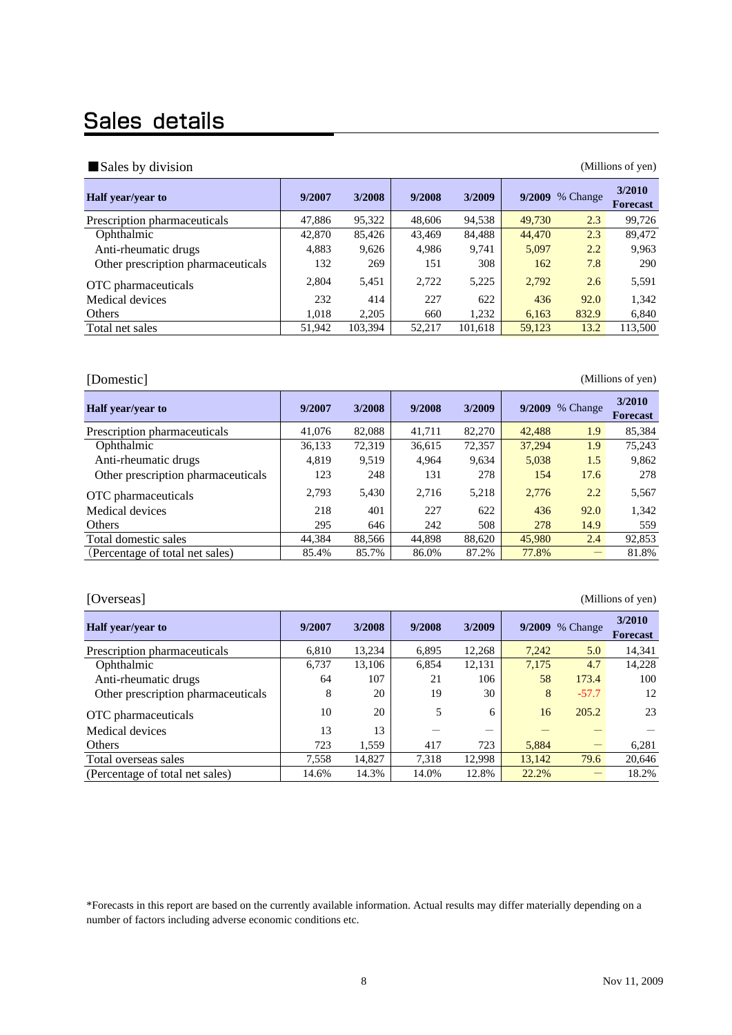# Sales details

■Sales by division

(Millions of yen)

| Half year/year to | 9/2007 | 3/2008 | 9/2008 | 3/2009 | 9/2009 | % Change | 3/2010 Forecast |
|---|---|---|---|---|---|---|---|
| Prescription pharmaceuticals | 47,886 | 95,322 | 48,606 | 94,538 | 49,730 | 2.3 | 99,726 |
| Ophthalmic | 42,870 | 85,426 | 43,469 | 84,488 | 44,470 | 2.3 | 89,472 |
| Anti-rheumatic drugs | 4,883 | 9,626 | 4,986 | 9,741 | 5,097 | 2.2 | 9,963 |
| Other prescription pharmaceuticals | 132 | 269 | 151 | 308 | 162 | 7.8 | 290 |
| OTC pharmaceuticals | 2,804 | 5,451 | 2,722 | 5,225 | 2,792 | 2.6 | 5,591 |
| Medical devices | 232 | 414 | 227 | 622 | 436 | 92.0 | 1,342 |
| Others | 1,018 | 2,205 | 660 | 1,232 | 6,163 | 832.9 | 6,840 |
| Total net sales | 51,942 | 103,394 | 52,217 | 101,618 | 59,123 | 13.2 | 113,500 |

[Domestic]

(Millions of yen)

| Half year/year to | 9/2007 | 3/2008 | 9/2008 | 3/2009 | 9/2009 | % Change | 3/2010 Forecast |
|---|---|---|---|---|---|---|---|
| Prescription pharmaceuticals | 41,076 | 82,088 | 41,711 | 82,270 | 42,488 | 1.9 | 85,384 |
| Ophthalmic | 36,133 | 72,319 | 36,615 | 72,357 | 37,294 | 1.9 | 75,243 |
| Anti-rheumatic drugs | 4,819 | 9,519 | 4,964 | 9,634 | 5,038 | 1.5 | 9,862 |
| Other prescription pharmaceuticals | 123 | 248 | 131 | 278 | 154 | 17.6 | 278 |
| OTC pharmaceuticals | 2,793 | 5,430 | 2,716 | 5,218 | 2,776 | 2.2 | 5,567 |
| Medical devices | 218 | 401 | 227 | 622 | 436 | 92.0 | 1,342 |
| Others | 295 | 646 | 242 | 508 | 278 | 14.9 | 559 |
| Total domestic sales | 44,384 | 88,566 | 44,898 | 88,620 | 45,980 | 2.4 | 92,853 |
| (Percentage of total net sales) | 85.4% | 85.7% | 86.0% | 87.2% | 77.8% | — | 81.8% |

[Overseas]

(Millions of yen)

| Half year/year to | 9/2007 | 3/2008 | 9/2008 | 3/2009 | 9/2009 | % Change | 3/2010 Forecast |
|---|---|---|---|---|---|---|---|
| Prescription pharmaceuticals | 6,810 | 13,234 | 6,895 | 12,268 | 7,242 | 5.0 | 14,341 |
| Ophthalmic | 6,737 | 13,106 | 6,854 | 12,131 | 7,175 | 4.7 | 14,228 |
| Anti-rheumatic drugs | 64 | 107 | 21 | 106 | 58 | 173.4 | 100 |
| Other prescription pharmaceuticals | 8 | 20 | 19 | 30 | 8 | -57.7 | 12 |
| OTC pharmaceuticals | 10 | 20 | 5 | 6 | 16 | 205.2 | 23 |
| Medical devices | 13 | 13 | — | — | — | — | — |
| Others | 723 | 1,559 | 417 | 723 | 5,884 | — | 6,281 |
| Total overseas sales | 7,558 | 14,827 | 7,318 | 12,998 | 13,142 | 79.6 | 20,646 |
| (Percentage of total net sales) | 14.6% | 14.3% | 14.0% | 12.8% | 22.2% | — | 18.2% |

*Forecasts in this report are based on the currently available information. Actual results may differ materially depending on a number of factors including adverse economic conditions etc.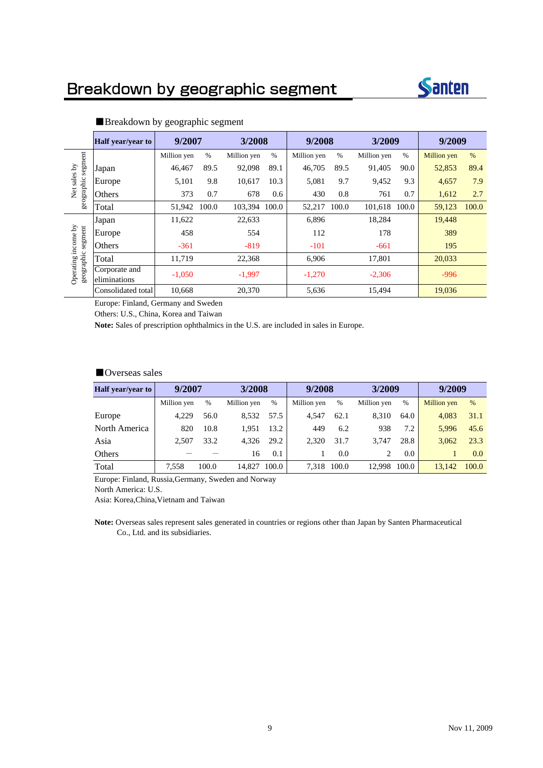# Breakdown by geographic segment

■Breakdown by geographic segment

| | Half year/year to | 9/2007 | | 3/2008 | | 9/2008 | | 3/2009 | | 9/2009 | |
|---|---|---|---|---|---|---|---|---|---|---|---|
| | | Million yen | % | Million yen | % | Million yen | % | Million yen | % | Million yen | % |
| Net sales by geographic segment | Japan | 46,467 | 89.5 | 92,098 | 89.1 | 46,705 | 89.5 | 91,405 | 90.0 | 52,853 | 89.4 |
| | Europe | 5,101 | 9.8 | 10,617 | 10.3 | 5,081 | 9.7 | 9,452 | 9.3 | 4,657 | 7.9 |
| | Others | 373 | 0.7 | 678 | 0.6 | 430 | 0.8 | 761 | 0.7 | 1,612 | 2.7 |
| | Total | 51,942 | 100.0 | 103,394 | 100.0 | 52,217 | 100.0 | 101,618 | 100.0 | 59,123 | 100.0 |
| Operating income by geographic segment | Japan | 11,622 | | 22,633 | | 6,896 | | 18,284 | | 19,448 | |
| | Europe | 458 | | 554 | | 112 | | 178 | | 389 | |
| | Others | -361 | | -819 | | -101 | | -661 | | 195 | |
| | Total | 11,719 | | 22,368 | | 6,906 | | 17,801 | | 20,033 | |
| | Corporate and eliminations | -1,050 | | -1,997 | | -1,270 | | -2,306 | | -996 | |
| | Consolidated total | 10,668 | | 20,370 | | 5,636 | | 15,494 | | 19,036 | |

Europe: Finland, Germany and Sweden

Others: U.S., China, Korea and Taiwan

**Note:** Sales of prescription ophthalmics in the U.S. are included in sales in Europe.

■Overseas sales

| Half year/year to | 9/2007 | | 3/2008 | | 9/2008 | | 3/2009 | | 9/2009 | |
|---|---|---|---|---|---|---|---|---|---|---|
| | Million yen | % | Million yen | % | Million yen | % | Million yen | % | Million yen | % |
| Europe | 4,229 | 56.0 | 8,532 | 57.5 | 4,547 | 62.1 | 8,310 | 64.0 | 4,083 | 31.1 |
| North America | 820 | 10.8 | 1,951 | 13.2 | 449 | 6.2 | 938 | 7.2 | 5,996 | 45.6 |
| Asia | 2,507 | 33.2 | 4,326 | 29.2 | 2,320 | 31.7 | 3,747 | 28.8 | 3,062 | 23.3 |
| Others | — | — | 16 | 0.1 | 1 | 0.0 | 2 | 0.0 | 1 | 0.0 |
| Total | 7,558 | 100.0 | 14,827 | 100.0 | 7,318 | 100.0 | 12,998 | 100.0 | 13,142 | 100.0 |

Europe: Finland, Russia,Germany, Sweden and Norway

North America: U.S.

Asia: Korea,China,Vietnam and Taiwan

**Note:** Overseas sales represent sales generated in countries or regions other than Japan by Santen Pharmaceutical Co., Ltd. and its subsidiaries.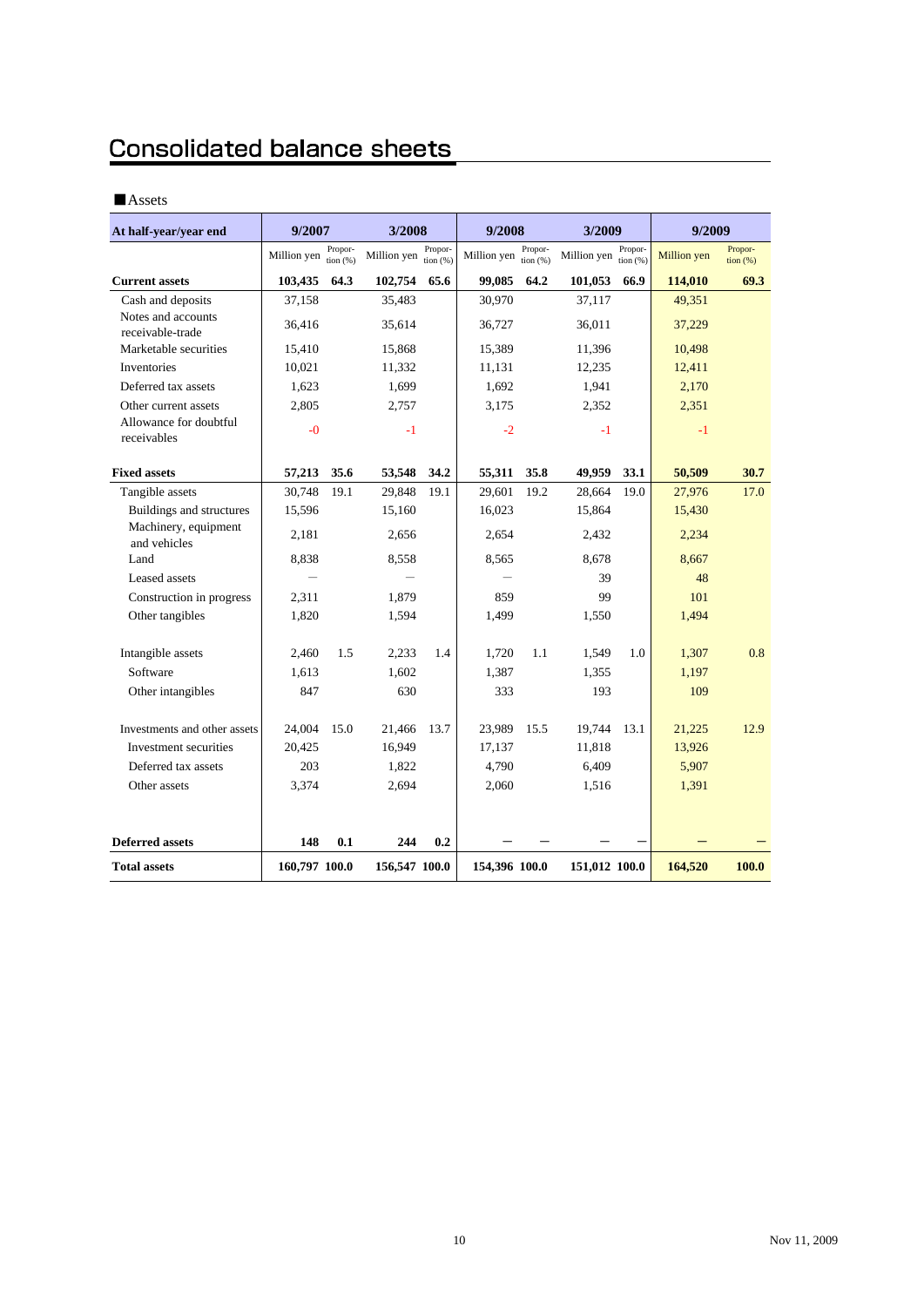# Consolidated balance sheets

■Assets

| At half-year/year end | 9/2007 | | 3/2008 | | 9/2008 | | 3/2009 | | 9/2009 | |
|---|---|---|---|---|---|---|---|---|---|---|
| | Million yen | Proportion (%) | Million yen | Proportion (%) | Million yen | Proportion (%) | Million yen | Proportion (%) | Million yen | Proportion (%) |
| **Current assets** | **103,435** | **64.3** | **102,754** | **65.6** | **99,085** | **64.2** | **101,053** | **66.9** | **114,010** | **69.3** |
| Cash and deposits | 37,158 | | 35,483 | | 30,970 | | 37,117 | | 49,351 | |
| Notes and accounts receivable-trade | 36,416 | | 35,614 | | 36,727 | | 36,011 | | 37,229 | |
| Marketable securities | 15,410 | | 15,868 | | 15,389 | | 11,396 | | 10,498 | |
| Inventories | 10,021 | | 11,332 | | 11,131 | | 12,235 | | 12,411 | |
| Deferred tax assets | 1,623 | | 1,699 | | 1,692 | | 1,941 | | 2,170 | |
| Other current assets | 2,805 | | 2,757 | | 3,175 | | 2,352 | | 2,351 | |
| Allowance for doubtful receivables | -0 | | -1 | | -2 | | -1 | | -1 | |
| **Fixed assets** | **57,213** | **35.6** | **53,548** | **34.2** | **55,311** | **35.8** | **49,959** | **33.1** | **50,509** | **30.7** |
| Tangible assets | 30,748 | 19.1 | 29,848 | 19.1 | 29,601 | 19.2 | 28,664 | 19.0 | 27,976 | 17.0 |
| Buildings and structures | 15,596 | | 15,160 | | 16,023 | | 15,864 | | 15,430 | |
| Machinery, equipment and vehicles | 2,181 | | 2,656 | | 2,654 | | 2,432 | | 2,234 | |
| Land | 8,838 | | 8,558 | | 8,565 | | 8,678 | | 8,667 | |
| Leased assets | — | | — | | — | | 39 | | 48 | |
| Construction in progress | 2,311 | | 1,879 | | 859 | | 99 | | 101 | |
| Other tangibles | 1,820 | | 1,594 | | 1,499 | | 1,550 | | 1,494 | |
| Intangible assets | 2,460 | 1.5 | 2,233 | 1.4 | 1,720 | 1.1 | 1,549 | 1.0 | 1,307 | 0.8 |
| Software | 1,613 | | 1,602 | | 1,387 | | 1,355 | | 1,197 | |
| Other intangibles | 847 | | 630 | | 333 | | 193 | | 109 | |
| Investments and other assets | 24,004 | 15.0 | 21,466 | 13.7 | 23,989 | 15.5 | 19,744 | 13.1 | 21,225 | 12.9 |
| Investment securities | 20,425 | | 16,949 | | 17,137 | | 11,818 | | 13,926 | |
| Deferred tax assets | 203 | | 1,822 | | 4,790 | | 6,409 | | 5,907 | |
| Other assets | 3,374 | | 2,694 | | 2,060 | | 1,516 | | 1,391 | |
| **Deferred assets** | **148** | **0.1** | **244** | **0.2** | **—** | **—** | **—** | **—** | **—** | **—** |
| **Total assets** | **160,797** | **100.0** | **156,547** | **100.0** | **154,396** | **100.0** | **151,012** | **100.0** | **164,520** | **100.0** |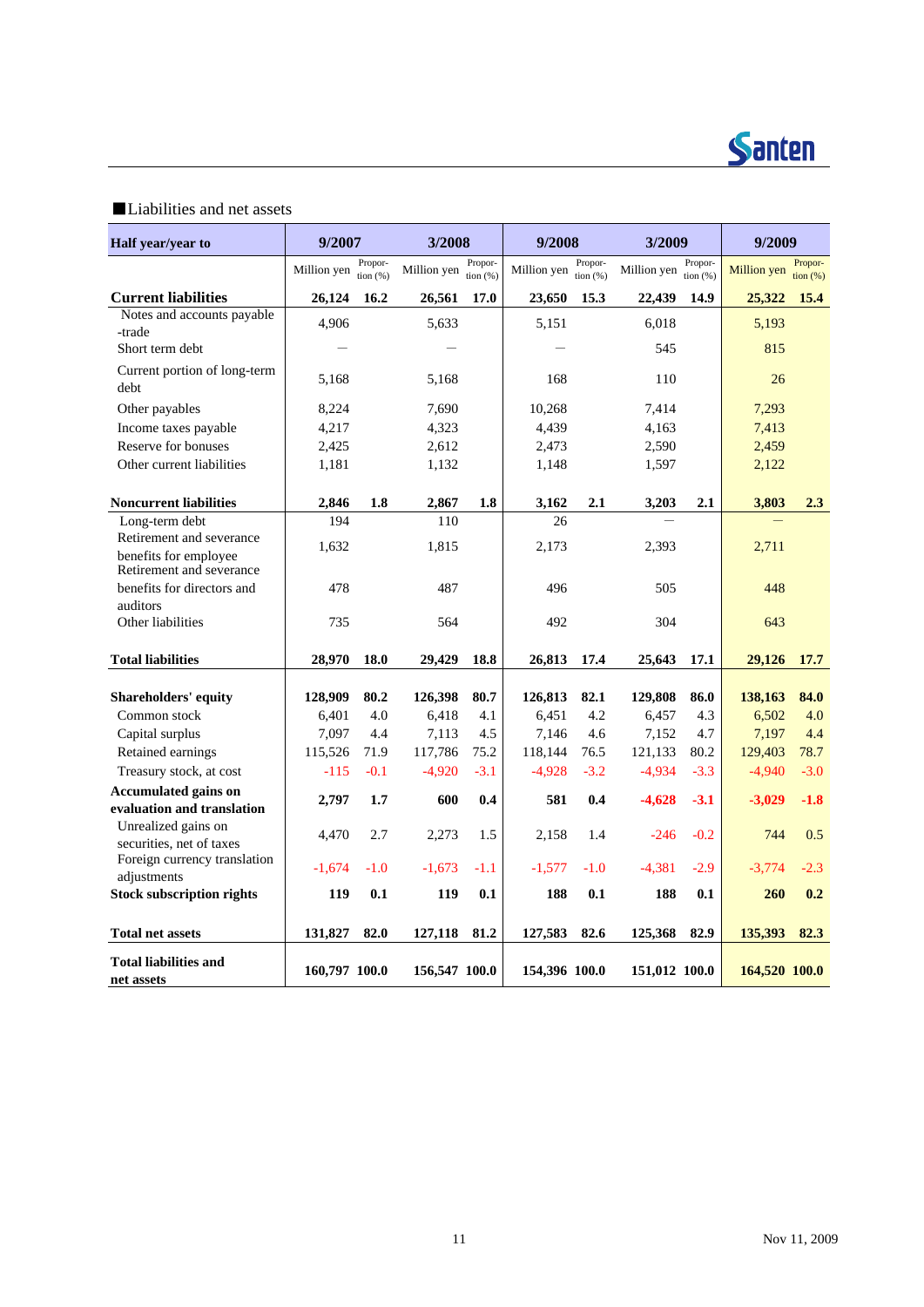■Liabilities and net assets

| Half year/year to | 9/2007 | | 3/2008 | | 9/2008 | | 3/2009 | | 9/2009 | |
|---|---|---|---|---|---|---|---|---|---|---|
| | Million yen | Proportion (%) | Million yen | Proportion (%) | Million yen | Proportion (%) | Million yen | Proportion (%) | Million yen | Proportion (%) |
| **Current liabilities** | **26,124** | **16.2** | **26,561** | **17.0** | **23,650** | **15.3** | **22,439** | **14.9** | **25,322** | **15.4** |
| Notes and accounts payable -trade | 4,906 | | 5,633 | | 5,151 | | 6,018 | | 5,193 | |
| Short term debt | — | | — | | — | | 545 | | 815 | |
| Current portion of long-term debt | 5,168 | | 5,168 | | 168 | | 110 | | 26 | |
| Other payables | 8,224 | | 7,690 | | 10,268 | | 7,414 | | 7,293 | |
| Income taxes payable | 4,217 | | 4,323 | | 4,439 | | 4,163 | | 7,413 | |
| Reserve for bonuses | 2,425 | | 2,612 | | 2,473 | | 2,590 | | 2,459 | |
| Other current liabilities | 1,181 | | 1,132 | | 1,148 | | 1,597 | | 2,122 | |
| **Noncurrent liabilities** | **2,846** | **1.8** | **2,867** | **1.8** | **3,162** | **2.1** | **3,203** | **2.1** | **3,803** | **2.3** |
| Long-term debt | 194 | | 110 | | 26 | | — | | — | |
| Retirement and severance benefits for employee | 1,632 | | 1,815 | | 2,173 | | 2,393 | | 2,711 | |
| Retirement and severance benefits for directors and auditors | 478 | | 487 | | 496 | | 505 | | 448 | |
| Other liabilities | 735 | | 564 | | 492 | | 304 | | 643 | |
| **Total liabilities** | **28,970** | **18.0** | **29,429** | **18.8** | **26,813** | **17.4** | **25,643** | **17.1** | **29,126** | **17.7** |
| **Shareholders' equity** | **128,909** | **80.2** | **126,398** | **80.7** | **126,813** | **82.1** | **129,808** | **86.0** | **138,163** | **84.0** |
| Common stock | 6,401 | 4.0 | 6,418 | 4.1 | 6,451 | 4.2 | 6,457 | 4.3 | 6,502 | 4.0 |
| Capital surplus | 7,097 | 4.4 | 7,113 | 4.5 | 7,146 | 4.6 | 7,152 | 4.7 | 7,197 | 4.4 |
| Retained earnings | 115,526 | 71.9 | 117,786 | 75.2 | 118,144 | 76.5 | 121,133 | 80.2 | 129,403 | 78.7 |
| Treasury stock, at cost | -115 | -0.1 | -4,920 | -3.1 | -4,928 | -3.2 | -4,934 | -3.3 | -4,940 | -3.0 |
| **Accumulated gains on evaluation and translation** | **2,797** | **1.7** | **600** | **0.4** | **581** | **0.4** | **-4,628** | **-3.1** | **-3,029** | **-1.8** |
| Unrealized gains on securities, net of taxes | 4,470 | 2.7 | 2,273 | 1.5 | 2,158 | 1.4 | -246 | -0.2 | 744 | 0.5 |
| Foreign currency translation adjustments | -1,674 | -1.0 | -1,673 | -1.1 | -1,577 | -1.0 | -4,381 | -2.9 | -3,774 | -2.3 |
| **Stock subscription rights** | **119** | **0.1** | **119** | **0.1** | **188** | **0.1** | **188** | **0.1** | **260** | **0.2** |
| **Total net assets** | **131,827** | **82.0** | **127,118** | **81.2** | **127,583** | **82.6** | **125,368** | **82.9** | **135,393** | **82.3** |
| **Total liabilities and net assets** | **160,797** | **100.0** | **156,547** | **100.0** | **154,396** | **100.0** | **151,012** | **100.0** | **164,520** | **100.0** |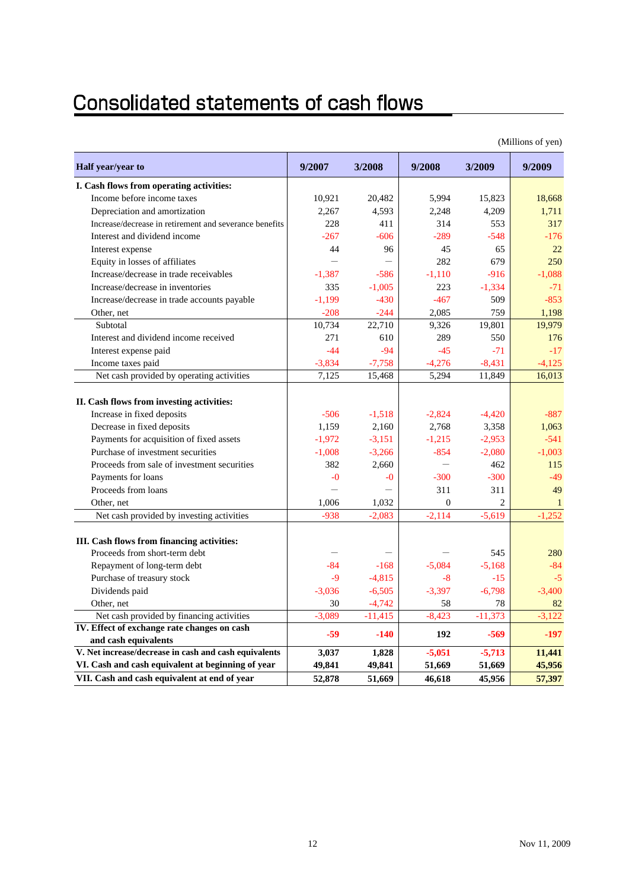# Consolidated statements of cash flows

(Millions of yen)

| Half year/year to | 9/2007 | 3/2008 | 9/2008 | 3/2009 | 9/2009 |
|---|---|---|---|---|---|
| **I. Cash flows from operating activities:** | | | | | |
| Income before income taxes | 10,921 | 20,482 | 5,994 | 15,823 | 18,668 |
| Depreciation and amortization | 2,267 | 4,593 | 2,248 | 4,209 | 1,711 |
| Increase/decrease in retirement and severance benefits | 228 | 411 | 314 | 553 | 317 |
| Interest and dividend income | -267 | -606 | -289 | -548 | -176 |
| Interest expense | 44 | 96 | 45 | 65 | 22 |
| Equity in losses of affiliates | — | — | 282 | 679 | 250 |
| Increase/decrease in trade receivables | -1,387 | -586 | -1,110 | -916 | -1,088 |
| Increase/decrease in inventories | 335 | -1,005 | 223 | -1,334 | -71 |
| Increase/decrease in trade accounts payable | -1,199 | -430 | -467 | 509 | -853 |
| Other, net | -208 | -244 | 2,085 | 759 | 1,198 |
| Subtotal | 10,734 | 22,710 | 9,326 | 19,801 | 19,979 |
| Interest and dividend income received | 271 | 610 | 289 | 550 | 176 |
| Interest expense paid | -44 | -94 | -45 | -71 | -17 |
| Income taxes paid | -3,834 | -7,758 | -4,276 | -8,431 | -4,125 |
| Net cash provided by operating activities | 7,125 | 15,468 | 5,294 | 11,849 | 16,013 |
| **II. Cash flows from investing activities:** | | | | | |
| Increase in fixed deposits | -506 | -1,518 | -2,824 | -4,420 | -887 |
| Decrease in fixed deposits | 1,159 | 2,160 | 2,768 | 3,358 | 1,063 |
| Payments for acquisition of fixed assets | -1,972 | -3,151 | -1,215 | -2,953 | -541 |
| Purchase of investment securities | -1,008 | -3,266 | -854 | -2,080 | -1,003 |
| Proceeds from sale of investment securities | 382 | 2,660 | — | 462 | 115 |
| Payments for loans | -0 | -0 | -300 | -300 | -49 |
| Proceeds from loans | — | — | 311 | 311 | 49 |
| Other, net | 1,006 | 1,032 | 0 | 2 | 1 |
| Net cash provided by investing activities | -938 | -2,083 | -2,114 | -5,619 | -1,252 |
| **III. Cash flows from financing activities:** | | | | | |
| Proceeds from short-term debt | — | — | — | 545 | 280 |
| Repayment of long-term debt | -84 | -168 | -5,084 | -5,168 | -84 |
| Purchase of treasury stock | -9 | -4,815 | -8 | -15 | -5 |
| Dividends paid | -3,036 | -6,505 | -3,397 | -6,798 | -3,400 |
| Other, net | 30 | -4,742 | 58 | 78 | 82 |
| Net cash provided by financing activities | -3,089 | -11,415 | -8,423 | -11,373 | -3,122 |
| **IV. Effect of exchange rate changes on cash and cash equivalents** | **-59** | **-140** | **192** | **-569** | **-197** |
| **V. Net increase/decrease in cash and cash equivalents** | **3,037** | **1,828** | **-5,051** | **-5,713** | **11,441** |
| **VI. Cash and cash equivalent at beginning of year** | **49,841** | **49,841** | **51,669** | **51,669** | **45,956** |
| **VII. Cash and cash equivalent at end of year** | **52,878** | **51,669** | **46,618** | **45,956** | **57,397** |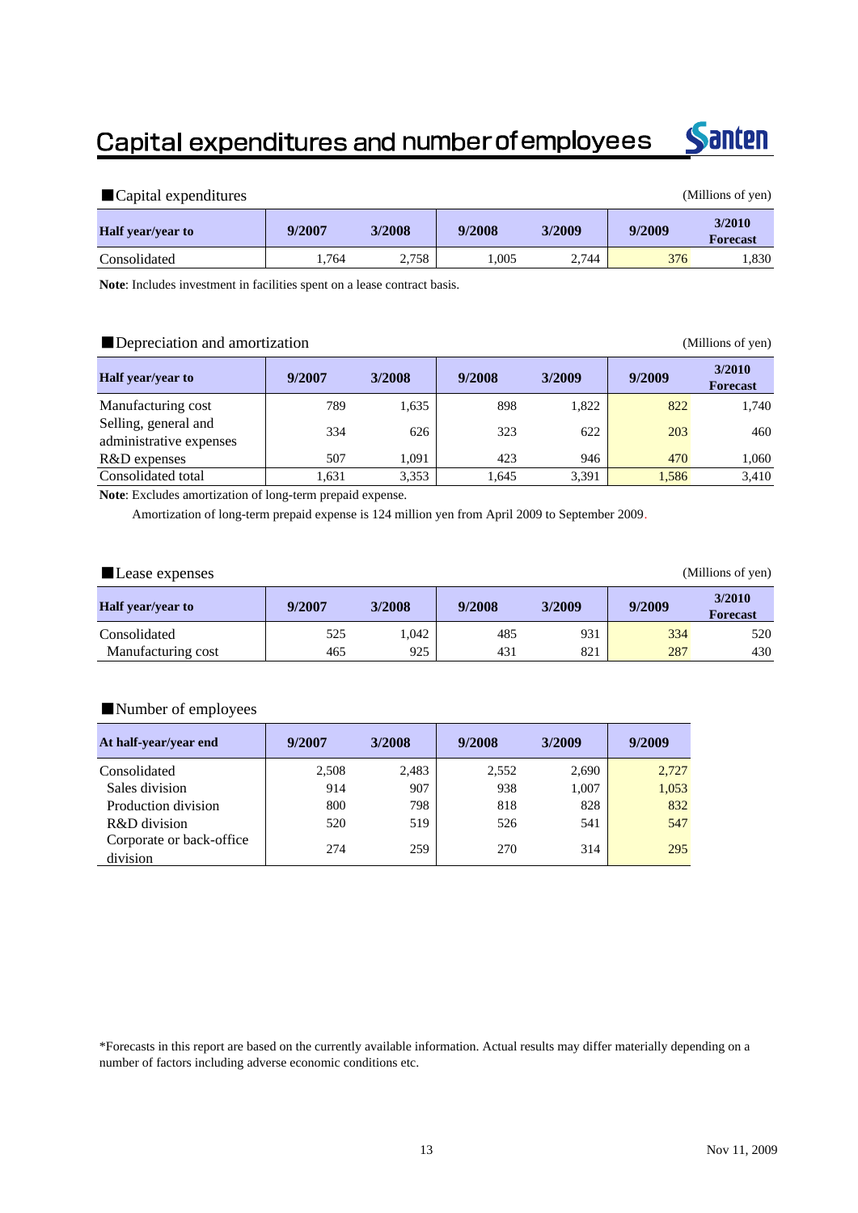# Capital expenditures and number of employees

## ■Capital expenditures

(Millions of yen)

| Half year/year to | 9/2007 | 3/2008 | 9/2008 | 3/2009 | 9/2009 | 3/2010 Forecast |
|---|---|---|---|---|---|---|
| Consolidated | 1,764 | 2,758 | 1,005 | 2,744 | 376 | 1,830 |

**Note**: Includes investment in facilities spent on a lease contract basis.

## ■Depreciation and amortization

(Millions of yen)

| Half year/year to | 9/2007 | 3/2008 | 9/2008 | 3/2009 | 9/2009 | 3/2010 Forecast |
|---|---|---|---|---|---|---|
| Manufacturing cost | 789 | 1,635 | 898 | 1,822 | 822 | 1,740 |
| Selling, general and administrative expenses | 334 | 626 | 323 | 622 | 203 | 460 |
| R&D expenses | 507 | 1,091 | 423 | 946 | 470 | 1,060 |
| Consolidated total | 1,631 | 3,353 | 1,645 | 3,391 | 1,586 | 3,410 |

**Note**: Excludes amortization of long-term prepaid expense.

Amortization of long-term prepaid expense is 124 million yen from April 2009 to September 2009.

## ■Lease expenses

(Millions of yen)

| Half year/year to | 9/2007 | 3/2008 | 9/2008 | 3/2009 | 9/2009 | 3/2010 Forecast |
|---|---|---|---|---|---|---|
| Consolidated | 525 | 1,042 | 485 | 931 | 334 | 520 |
| Manufacturing cost | 465 | 925 | 431 | 821 | 287 | 430 |

## ■Number of employees

| At half-year/year end | 9/2007 | 3/2008 | 9/2008 | 3/2009 | 9/2009 |
|---|---|---|---|---|---|
| Consolidated | 2,508 | 2,483 | 2,552 | 2,690 | 2,727 |
| Sales division | 914 | 907 | 938 | 1,007 | 1,053 |
| Production division | 800 | 798 | 818 | 828 | 832 |
| R&D division | 520 | 519 | 526 | 541 | 547 |
| Corporate or back-office division | 274 | 259 | 270 | 314 | 295 |

*Forecasts in this report are based on the currently available information. Actual results may differ materially depending on a number of factors including adverse economic conditions etc.

Nov 11, 2009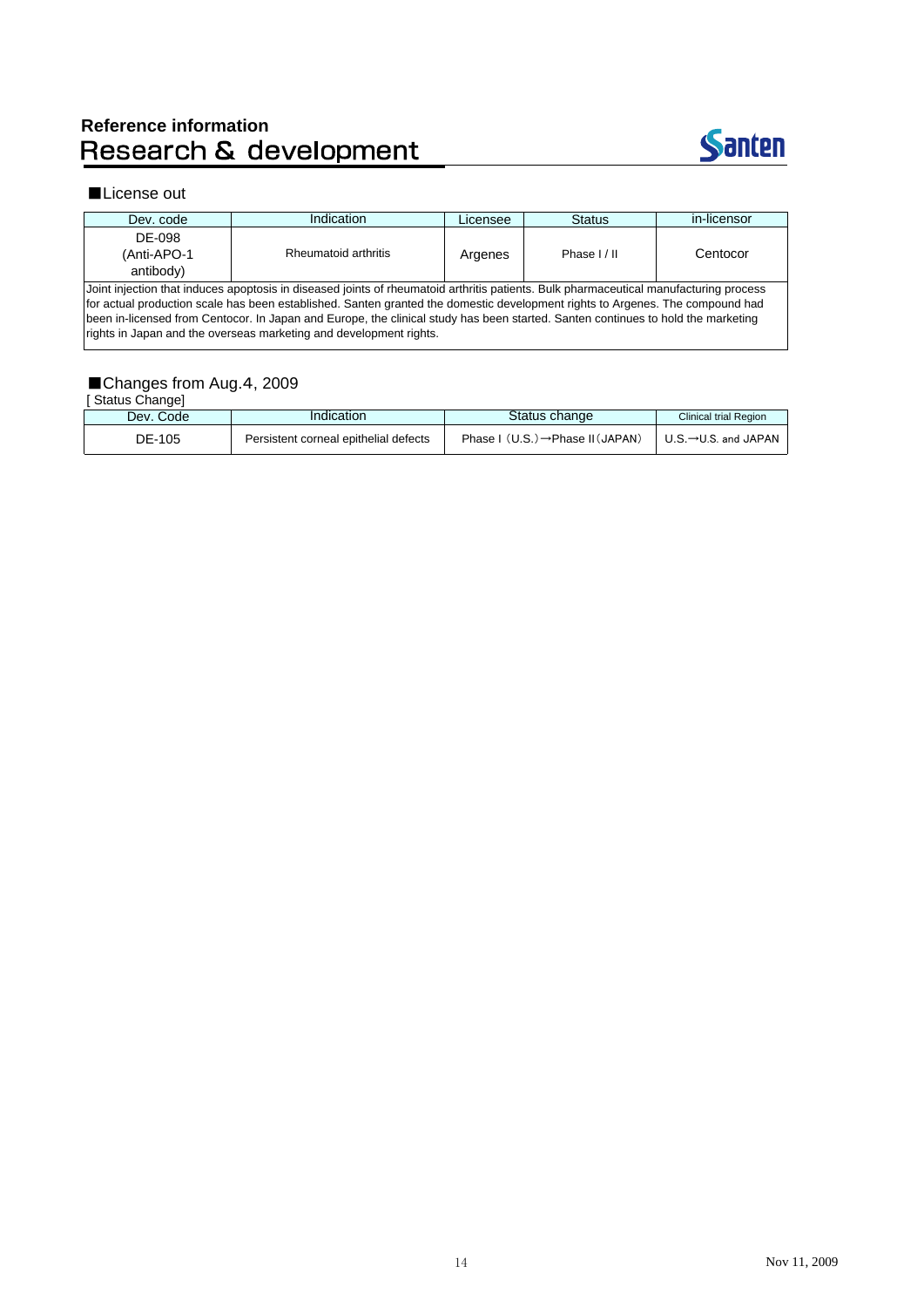# Reference information
## Research & development

■License out

| Dev. code | Indication | Licensee | Status | in-licensor |
|---|---|---|---|---|
| DE-098 (Anti-APO-1 antibody) | Rheumatoid arthritis | Argenes | Phase I / II | Centocor |

Joint injection that induces apoptosis in diseased joints of rheumatoid arthritis patients. Bulk pharmaceutical manufacturing process for actual production scale has been established. Santen granted the domestic development rights to Argenes. The compound had been in-licensed from Centocor. In Japan and Europe, the clinical study has been started. Santen continues to hold the marketing rights in Japan and the overseas marketing and development rights.

■Changes from Aug.4, 2009

[ Status Change]

| Dev. Code | Indication | Status change | Clinical trial Region |
|---|---|---|---|
| DE-105 | Persistent corneal epithelial defects | Phase I (U.S.)→Phase II(JAPAN) | U.S.→U.S. and JAPAN |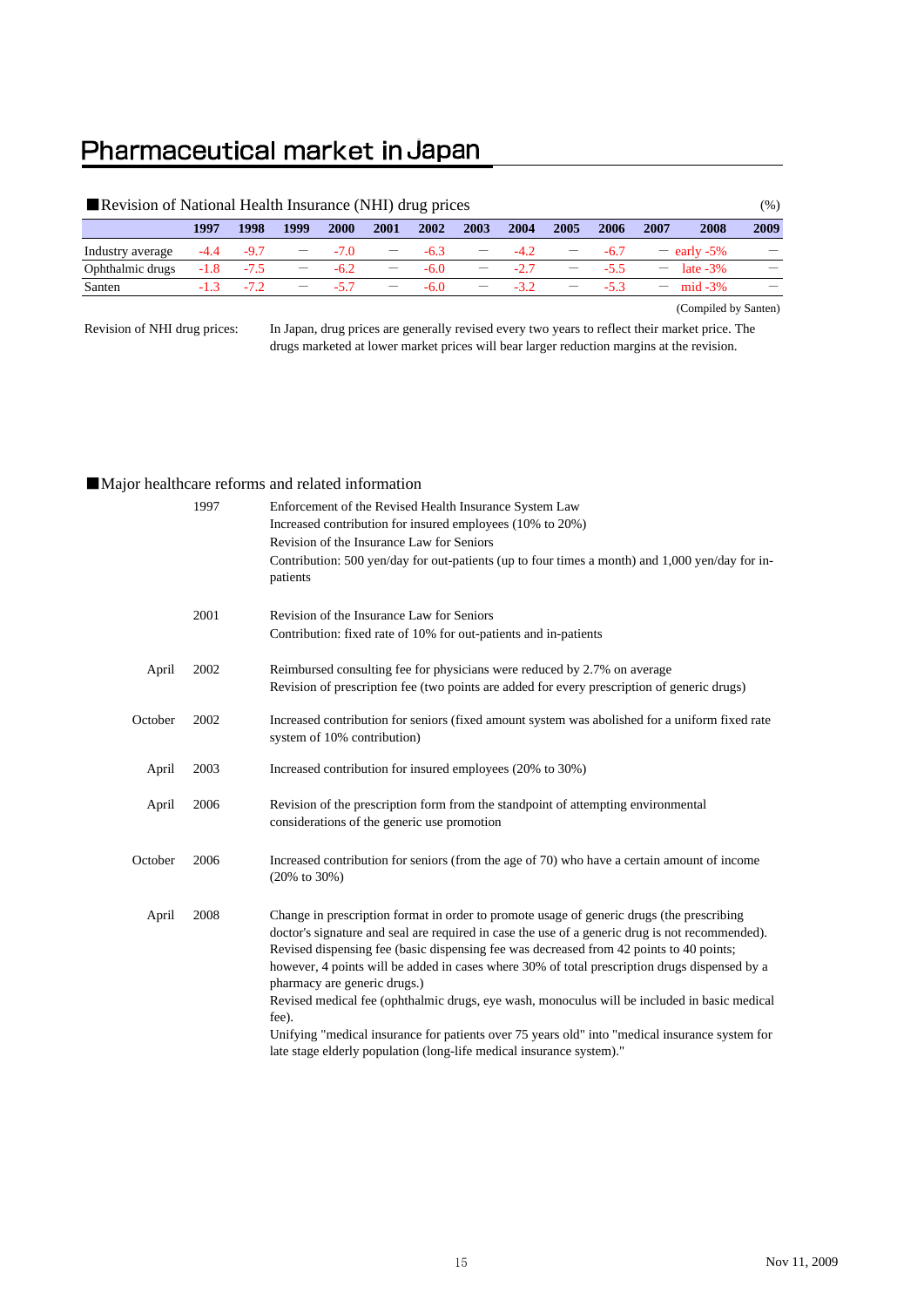# Pharmaceutical market in Japan

## ■Revision of National Health Insurance (NHI) drug prices

(%)

| | 1997 | 1998 | 1999 | 2000 | 2001 | 2002 | 2003 | 2004 | 2005 | 2006 | 2007 | 2008 | 2009 |
|---|---|---|---|---|---|---|---|---|---|---|---|---|---|
| Industry average | -4.4 | -9.7 | — | -7.0 | — | -6.3 | — | -4.2 | — | -6.7 | — | early -5% | — |
| Ophthalmic drugs | -1.8 | -7.5 | — | -6.2 | — | -6.0 | — | -2.7 | — | -5.5 | — | late -3% | — |
| Santen | -1.3 | -7.2 | — | -5.7 | — | -6.0 | — | -3.2 | — | -5.3 | — | mid -3% | — |

(Compiled by Santen)

Revision of NHI drug prices: In Japan, drug prices are generally revised every two years to reflect their market price. The drugs marketed at lower market prices will bear larger reduction margins at the revision.

## ■Major healthcare reforms and related information

**1997**
Enforcement of the Revised Health Insurance System Law
Increased contribution for insured employees (10% to 20%)
Revision of the Insurance Law for Seniors
Contribution: 500 yen/day for out-patients (up to four times a month) and 1,000 yen/day for in-patients

**2001**
Revision of the Insurance Law for Seniors
Contribution: fixed rate of 10% for out-patients and in-patients

**April 2002**
Reimbursed consulting fee for physicians were reduced by 2.7% on average
Revision of prescription fee (two points are added for every prescription of generic drugs)

**October 2002**
Increased contribution for seniors (fixed amount system was abolished for a uniform fixed rate system of 10% contribution)

**April 2003**
Increased contribution for insured employees (20% to 30%)

**April 2006**
Revision of the prescription form from the standpoint of attempting environmental considerations of the generic use promotion

**October 2006**
Increased contribution for seniors (from the age of 70) who have a certain amount of income (20% to 30%)

**April 2008**
Change in prescription format in order to promote usage of generic drugs (the prescribing doctor's signature and seal are required in case the use of a generic drug is not recommended).
Revised dispensing fee (basic dispensing fee was decreased from 42 points to 40 points; however, 4 points will be added in cases where 30% of total prescription drugs dispensed by a pharmacy are generic drugs.)
Revised medical fee (ophthalmic drugs, eye wash, monoculus will be included in basic medical fee).
Unifying "medical insurance for patients over 75 years old" into "medical insurance system for late stage elderly population (long-life medical insurance system)."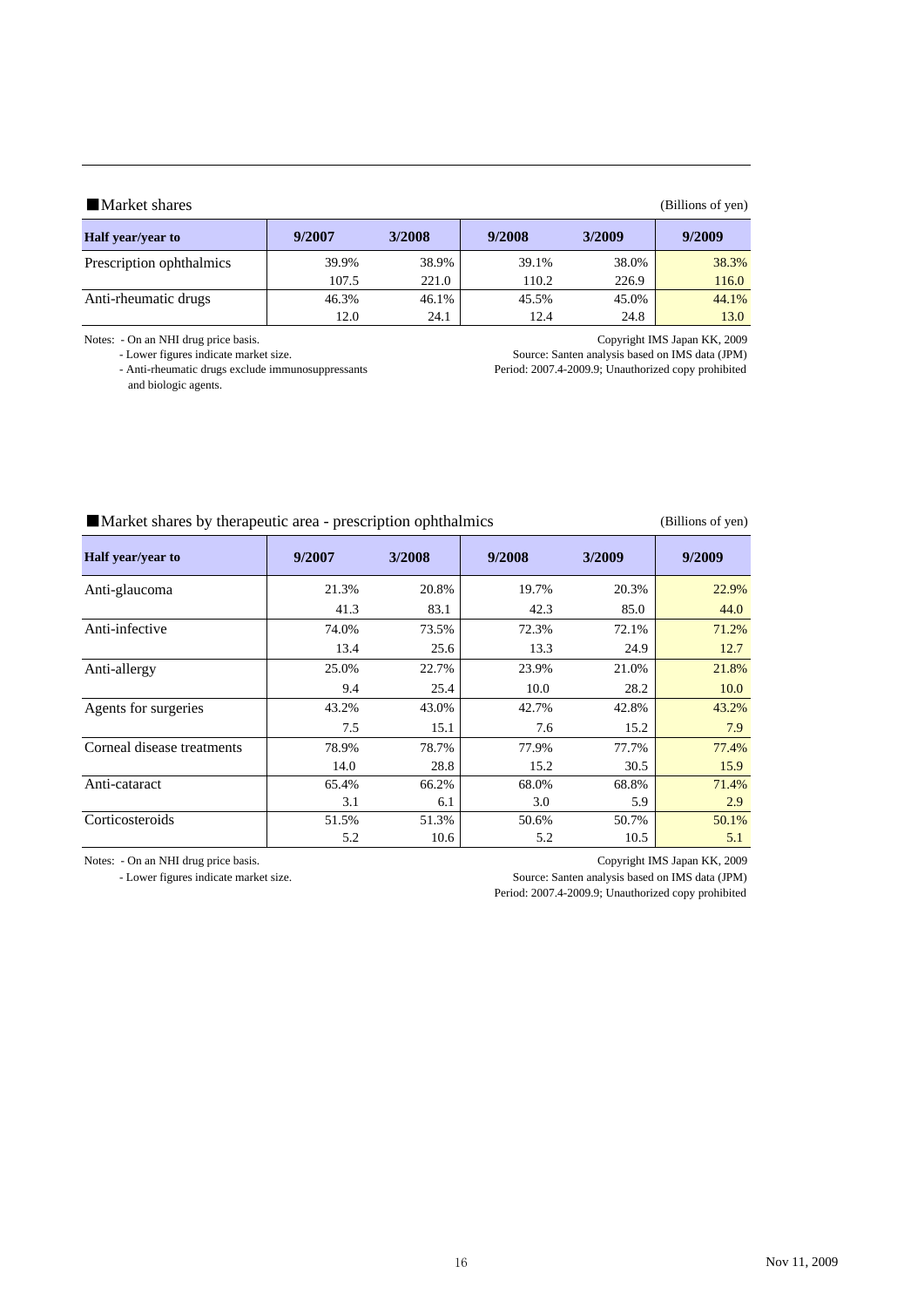## ■Market shares

(Billions of yen)

| Half year/year to | 9/2007 | 3/2008 | 9/2008 | 3/2009 | 9/2009 |
|---|---|---|---|---|---|
| Prescription ophthalmics | 39.9% | 38.9% | 39.1% | 38.0% | 38.3% |
| | 107.5 | 221.0 | 110.2 | 226.9 | 116.0 |
| Anti-rheumatic drugs | 46.3% | 46.1% | 45.5% | 45.0% | 44.1% |
| | 12.0 | 24.1 | 12.4 | 24.8 | 13.0 |

Notes:
- On an NHI drug price basis.
- Lower figures indicate market size.
- Anti-rheumatic drugs exclude immunosuppressants and biologic agents.

Copyright IMS Japan KK, 2009
Source: Santen analysis based on IMS data (JPM)
Period: 2007.4-2009.9; Unauthorized copy prohibited

## ■Market shares by therapeutic area - prescription ophthalmics

(Billions of yen)

| Half year/year to | 9/2007 | 3/2008 | 9/2008 | 3/2009 | 9/2009 |
|---|---|---|---|---|---|
| Anti-glaucoma | 21.3% | 20.8% | 19.7% | 20.3% | 22.9% |
| | 41.3 | 83.1 | 42.3 | 85.0 | 44.0 |
| Anti-infective | 74.0% | 73.5% | 72.3% | 72.1% | 71.2% |
| | 13.4 | 25.6 | 13.3 | 24.9 | 12.7 |
| Anti-allergy | 25.0% | 22.7% | 23.9% | 21.0% | 21.8% |
| | 9.4 | 25.4 | 10.0 | 28.2 | 10.0 |
| Agents for surgeries | 43.2% | 43.0% | 42.7% | 42.8% | 43.2% |
| | 7.5 | 15.1 | 7.6 | 15.2 | 7.9 |
| Corneal disease treatments | 78.9% | 78.7% | 77.9% | 77.7% | 77.4% |
| | 14.0 | 28.8 | 15.2 | 30.5 | 15.9 |
| Anti-cataract | 65.4% | 66.2% | 68.0% | 68.8% | 71.4% |
| | 3.1 | 6.1 | 3.0 | 5.9 | 2.9 |
| Corticosteroids | 51.5% | 51.3% | 50.6% | 50.7% | 50.1% |
| | 5.2 | 10.6 | 5.2 | 10.5 | 5.1 |

Notes:
- On an NHI drug price basis.
- Lower figures indicate market size.

Copyright IMS Japan KK, 2009
Source: Santen analysis based on IMS data (JPM)
Period: 2007.4-2009.9; Unauthorized copy prohibited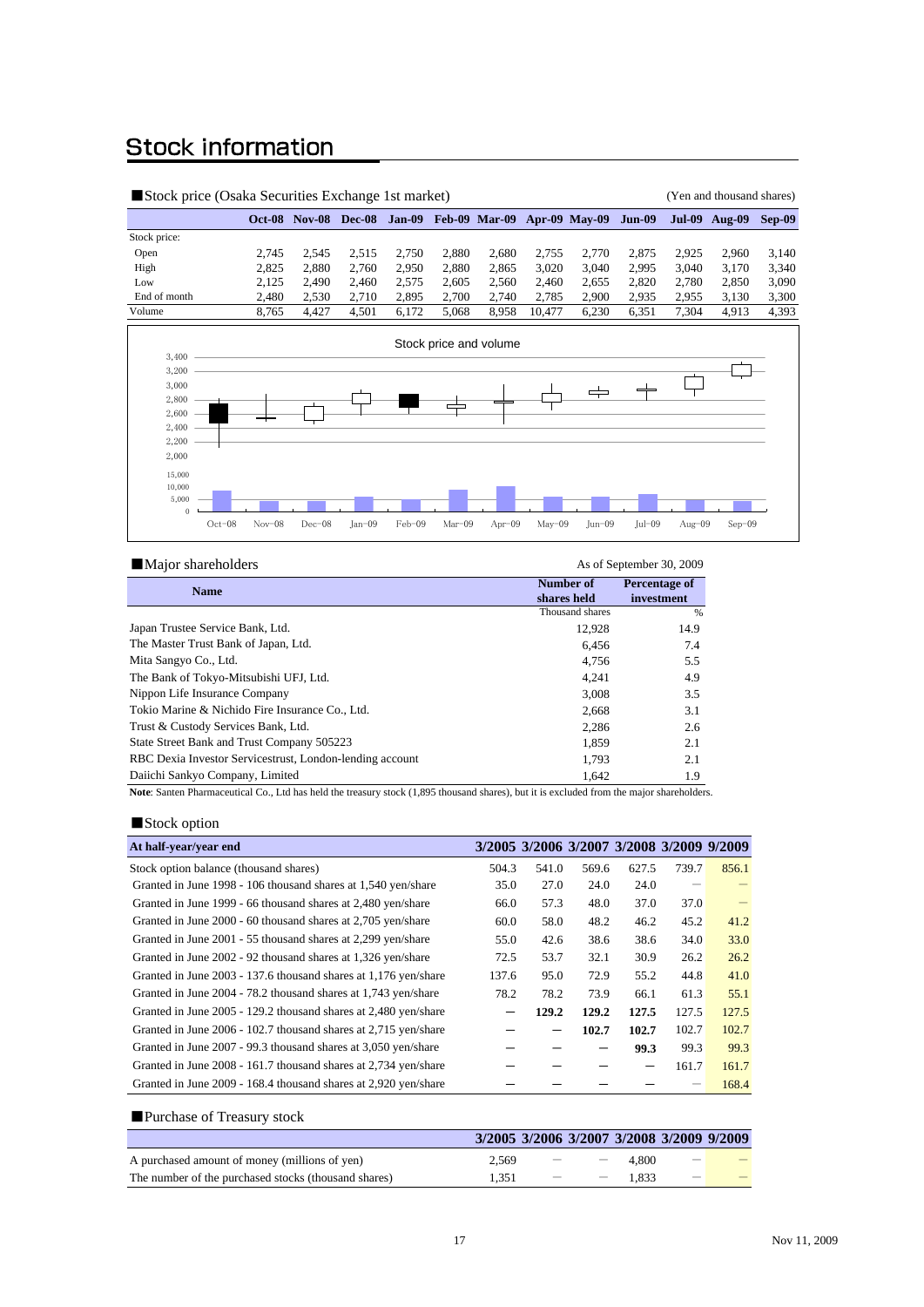# Stock information

■Stock price (Osaka Securities Exchange 1st market)

(Yen and thousand shares)

| | Oct-08 | Nov-08 | Dec-08 | Jan-09 | Feb-09 | Mar-09 | Apr-09 | May-09 | Jun-09 | Jul-09 | Aug-09 | Sep-09 |
|---|---|---|---|---|---|---|---|---|---|---|---|---|
| Stock price: | | | | | | | | | | | | |
| Open | 2,745 | 2,545 | 2,515 | 2,750 | 2,880 | 2,680 | 2,755 | 2,770 | 2,875 | 2,925 | 2,960 | 3,140 |
| High | 2,825 | 2,880 | 2,760 | 2,950 | 2,880 | 2,865 | 3,020 | 3,040 | 2,995 | 3,040 | 3,170 | 3,340 |
| Low | 2,125 | 2,490 | 2,460 | 2,575 | 2,605 | 2,560 | 2,460 | 2,655 | 2,820 | 2,780 | 2,850 | 3,090 |
| End of month | 2,480 | 2,530 | 2,710 | 2,895 | 2,700 | 2,740 | 2,785 | 2,900 | 2,935 | 2,955 | 3,130 | 3,300 |
| Volume | 8,765 | 4,427 | 4,501 | 6,172 | 5,068 | 8,958 | 10,477 | 6,230 | 6,351 | 7,304 | 4,913 | 4,393 |

Stock price and volume

■Major shareholders

As of September 30, 2009

| Name | Number of shares held | Percentage of investment |
|---|---|---|
| | Thousand shares | % |
| Japan Trustee Service Bank, Ltd. | 12,928 | 14.9 |
| The Master Trust Bank of Japan, Ltd. | 6,456 | 7.4 |
| Mita Sangyo Co., Ltd. | 4,756 | 5.5 |
| The Bank of Tokyo-Mitsubishi UFJ, Ltd. | 4,241 | 4.9 |
| Nippon Life Insurance Company | 3,008 | 3.5 |
| Tokio Marine & Nichido Fire Insurance Co., Ltd. | 2,668 | 3.1 |
| Trust & Custody Services Bank, Ltd. | 2,286 | 2.6 |
| State Street Bank and Trust Company 505223 | 1,859 | 2.1 |
| RBC Dexia Investor Servicestrust, London-lending account | 1,793 | 2.1 |
| Daiichi Sankyo Company, Limited | 1,642 | 1.9 |

**Note**: Santen Pharmaceutical Co., Ltd has held the treasury stock (1,895 thousand shares), but it is excluded from the major shareholders.

■Stock option

| At half-year/year end | 3/2005 | 3/2006 | 3/2007 | 3/2008 | 3/2009 | 9/2009 |
|---|---|---|---|---|---|---|
| Stock option balance (thousand shares) | 504.3 | 541.0 | 569.6 | 627.5 | 739.7 | 856.1 |
| Granted in June 1998 - 106 thousand shares at 1,540 yen/share | 35.0 | 27.0 | 24.0 | 24.0 | — | — |
| Granted in June 1999 - 66 thousand shares at 2,480 yen/share | 66.0 | 57.3 | 48.0 | 37.0 | 37.0 | — |
| Granted in June 2000 - 60 thousand shares at 2,705 yen/share | 60.0 | 58.0 | 48.2 | 46.2 | 45.2 | 41.2 |
| Granted in June 2001 - 55 thousand shares at 2,299 yen/share | 55.0 | 42.6 | 38.6 | 38.6 | 34.0 | 33.0 |
| Granted in June 2002 - 92 thousand shares at 1,326 yen/share | 72.5 | 53.7 | 32.1 | 30.9 | 26.2 | 26.2 |
| Granted in June 2003 - 137.6 thousand shares at 1,176 yen/share | 137.6 | 95.0 | 72.9 | 55.2 | 44.8 | 41.0 |
| Granted in June 2004 - 78.2 thousand shares at 1,743 yen/share | 78.2 | 78.2 | 73.9 | 66.1 | 61.3 | 55.1 |
| Granted in June 2005 - 129.2 thousand shares at 2,480 yen/share | — | **129.2** | 129.2 | 127.5 | 127.5 | 127.5 |
| Granted in June 2006 - 102.7 thousand shares at 2,715 yen/share | — | — | **102.7** | 102.7 | 102.7 | 102.7 |
| Granted in June 2007 - 99.3 thousand shares at 3,050 yen/share | — | — | — | **99.3** | 99.3 | 99.3 |
| Granted in June 2008 - 161.7 thousand shares at 2,734 yen/share | — | — | — | — | 161.7 | 161.7 |
| Granted in June 2009 - 168.4 thousand shares at 2,920 yen/share | — | — | — | — | — | 168.4 |

■Purchase of Treasury stock

| | 3/2005 | 3/2006 | 3/2007 | 3/2008 | 3/2009 | 9/2009 |
|---|---|---|---|---|---|---|
| A purchased amount of money (millions of yen) | 2,569 | — | — | 4,800 | — | — |
| The number of the purchased stocks (thousand shares) | 1,351 | — | — | 1,833 | — | — |

Nov 11, 2009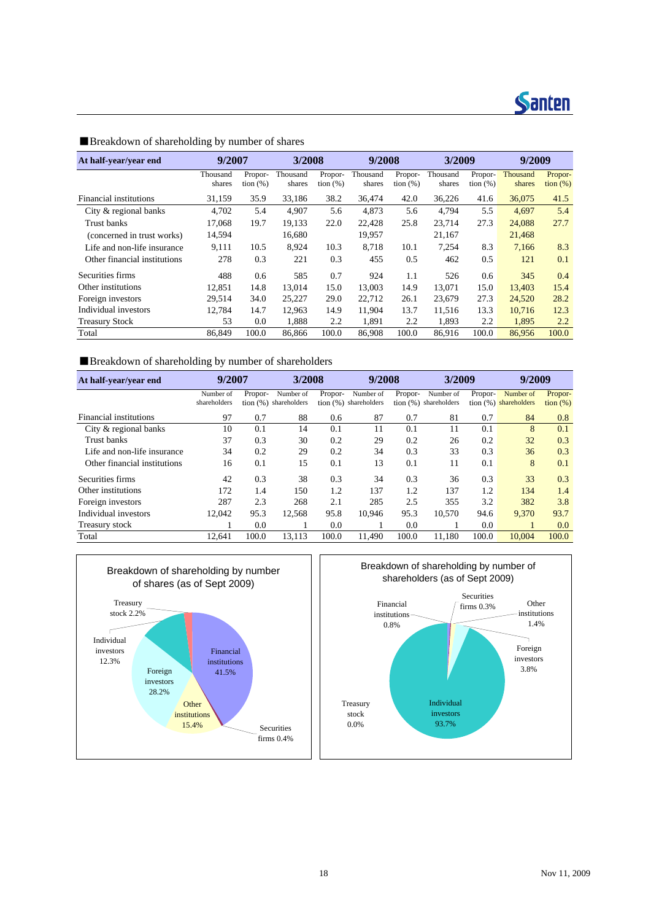## ■Breakdown of shareholding by number of shares

| At half-year/year end | 9/2007 | | 3/2008 | | 9/2008 | | 3/2009 | | 9/2009 | |
|---|---|---|---|---|---|---|---|---|---|---|
| | Thousand shares | Proportion (%) | Thousand shares | Proportion (%) | Thousand shares | Proportion (%) | Thousand shares | Proportion (%) | Thousand shares | Proportion (%) |
| Financial institutions | 31,159 | 35.9 | 33,186 | 38.2 | 36,474 | 42.0 | 36,226 | 41.6 | 36,075 | 41.5 |
| City & regional banks | 4,702 | 5.4 | 4,907 | 5.6 | 4,873 | 5.6 | 4,794 | 5.5 | 4,697 | 5.4 |
| Trust banks | 17,068 | 19.7 | 19,133 | 22.0 | 22,428 | 25.8 | 23,714 | 27.3 | 24,088 | 27.7 |
| (concerned in trust works) | 14,594 | | 16,680 | | 19,957 | | 21,167 | | 21,468 | |
| Life and non-life insurance | 9,111 | 10.5 | 8,924 | 10.3 | 8,718 | 10.1 | 7,254 | 8.3 | 7,166 | 8.3 |
| Other financial institutions | 278 | 0.3 | 221 | 0.3 | 455 | 0.5 | 462 | 0.5 | 121 | 0.1 |
| Securities firms | 488 | 0.6 | 585 | 0.7 | 924 | 1.1 | 526 | 0.6 | 345 | 0.4 |
| Other institutions | 12,851 | 14.8 | 13,014 | 15.0 | 13,003 | 14.9 | 13,071 | 15.0 | 13,403 | 15.4 |
| Foreign investors | 29,514 | 34.0 | 25,227 | 29.0 | 22,712 | 26.1 | 23,679 | 27.3 | 24,520 | 28.2 |
| Individual investors | 12,784 | 14.7 | 12,963 | 14.9 | 11,904 | 13.7 | 11,516 | 13.3 | 10,716 | 12.3 |
| Treasury Stock | 53 | 0.0 | 1,888 | 2.2 | 1,891 | 2.2 | 1,893 | 2.2 | 1,895 | 2.2 |
| Total | 86,849 | 100.0 | 86,866 | 100.0 | 86,908 | 100.0 | 86,916 | 100.0 | 86,956 | 100.0 |

## ■Breakdown of shareholding by number of shareholders

| At half-year/year end | 9/2007 | | 3/2008 | | 9/2008 | | 3/2009 | | 9/2009 | |
|---|---|---|---|---|---|---|---|---|---|---|
| | Number of shareholders | Proportion (%) | Number of shareholders | Proportion (%) | Number of shareholders | Proportion (%) | Number of shareholders | Proportion (%) | Number of shareholders | Proportion (%) |
| Financial institutions | 97 | 0.7 | 88 | 0.6 | 87 | 0.7 | 81 | 0.7 | 84 | 0.8 |
| City & regional banks | 10 | 0.1 | 14 | 0.1 | 11 | 0.1 | 11 | 0.1 | 8 | 0.1 |
| Trust banks | 37 | 0.3 | 30 | 0.2 | 29 | 0.2 | 26 | 0.2 | 32 | 0.3 |
| Life and non-life insurance | 34 | 0.2 | 29 | 0.2 | 34 | 0.3 | 33 | 0.3 | 36 | 0.3 |
| Other financial institutions | 16 | 0.1 | 15 | 0.1 | 13 | 0.1 | 11 | 0.1 | 8 | 0.1 |
| Securities firms | 42 | 0.3 | 38 | 0.3 | 34 | 0.3 | 36 | 0.3 | 33 | 0.3 |
| Other institutions | 172 | 1.4 | 150 | 1.2 | 137 | 1.2 | 137 | 1.2 | 134 | 1.4 |
| Foreign investors | 287 | 2.3 | 268 | 2.1 | 285 | 2.5 | 355 | 3.2 | 382 | 3.8 |
| Individual investors | 12,042 | 95.3 | 12,568 | 95.8 | 10,946 | 95.3 | 10,570 | 94.6 | 9,370 | 93.7 |
| Treasury stock | 1 | 0.0 | 1 | 0.0 | 1 | 0.0 | 1 | 0.0 | 1 | 0.0 |
| Total | 12,641 | 100.0 | 13,113 | 100.0 | 11,490 | 100.0 | 11,180 | 100.0 | 10,004 | 100.0 |

Breakdown of shareholding by number of shares (as of Sept 2009)

- Financial institutions 41.5%
- Securities firms 0.4%
- Other institutions 15.4%
- Foreign investors 28.2%
- Individual investors 12.3%
- Treasury stock 2.2%

Breakdown of shareholding by number of shareholders (as of Sept 2009)

- Financial institutions 0.8%
- Securities firms 0.3%
- Other institutions 1.4%
- Foreign investors 3.8%
- Individual investors 93.7%
- Treasury stock 0.0%

Nov 11, 2009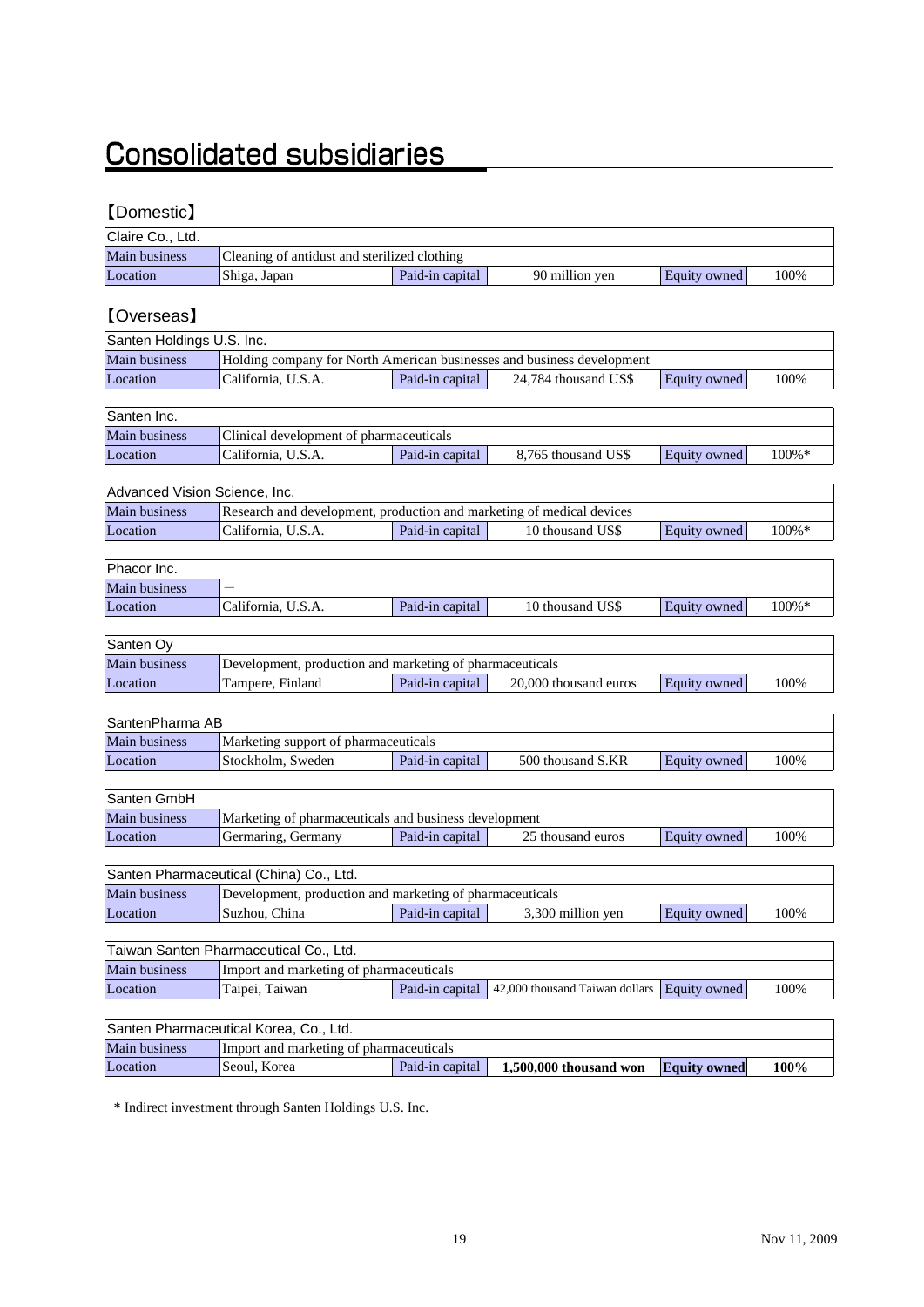# Consolidated subsidiaries

## 【Domestic】

| Claire Co., Ltd. | | | | | |
|---|---|---|---|---|---|
| Main business | Cleaning of antidust and sterilized clothing | | | | |
| Location | Shiga, Japan | Paid-in capital | 90 million yen | Equity owned | 100% |

## 【Overseas】

| Santen Holdings U.S. Inc. | | | | | |
|---|---|---|---|---|---|
| Main business | Holding company for North American businesses and business development | | | | |
| Location | California, U.S.A. | Paid-in capital | 24,784 thousand US$ | Equity owned | 100% |

| Santen Inc. | | | | | |
|---|---|---|---|---|---|
| Main business | Clinical development of pharmaceuticals | | | | |
| Location | California, U.S.A. | Paid-in capital | 8,765 thousand US$ | Equity owned | 100%* |

| Advanced Vision Science, Inc. | | | | | |
|---|---|---|---|---|---|
| Main business | Research and development, production and marketing of medical devices | | | | |
| Location | California, U.S.A. | Paid-in capital | 10 thousand US$ | Equity owned | 100%* |

| Phacor Inc. | | | | | |
|---|---|---|---|---|---|
| Main business | — | | | | |
| Location | California, U.S.A. | Paid-in capital | 10 thousand US$ | Equity owned | 100%* |

| Santen Oy | | | | | |
|---|---|---|---|---|---|
| Main business | Development, production and marketing of pharmaceuticals | | | | |
| Location | Tampere, Finland | Paid-in capital | 20,000 thousand euros | Equity owned | 100% |

| SantenPharma AB | | | | | |
|---|---|---|---|---|---|
| Main business | Marketing support of pharmaceuticals | | | | |
| Location | Stockholm, Sweden | Paid-in capital | 500 thousand S.KR | Equity owned | 100% |

| Santen GmbH | | | | | |
|---|---|---|---|---|---|
| Main business | Marketing of pharmaceuticals and business development | | | | |
| Location | Germaring, Germany | Paid-in capital | 25 thousand euros | Equity owned | 100% |

| Santen Pharmaceutical (China) Co., Ltd. | | | | | |
|---|---|---|---|---|---|
| Main business | Development, production and marketing of pharmaceuticals | | | | |
| Location | Suzhou, China | Paid-in capital | 3,300 million yen | Equity owned | 100% |

| Taiwan Santen Pharmaceutical Co., Ltd. | | | | | |
|---|---|---|---|---|---|
| Main business | Import and marketing of pharmaceuticals | | | | |
| Location | Taipei, Taiwan | Paid-in capital | 42,000 thousand Taiwan dollars | Equity owned | 100% |

| Santen Pharmaceutical Korea, Co., Ltd. | | | | | |
|---|---|---|---|---|---|
| Main business | Import and marketing of pharmaceuticals | | | | |
| Location | Seoul, Korea | Paid-in capital | **1,500,000 thousand won** | **Equity owned** | **100%** |

\* Indirect investment through Santen Holdings U.S. Inc.

Nov 11, 2009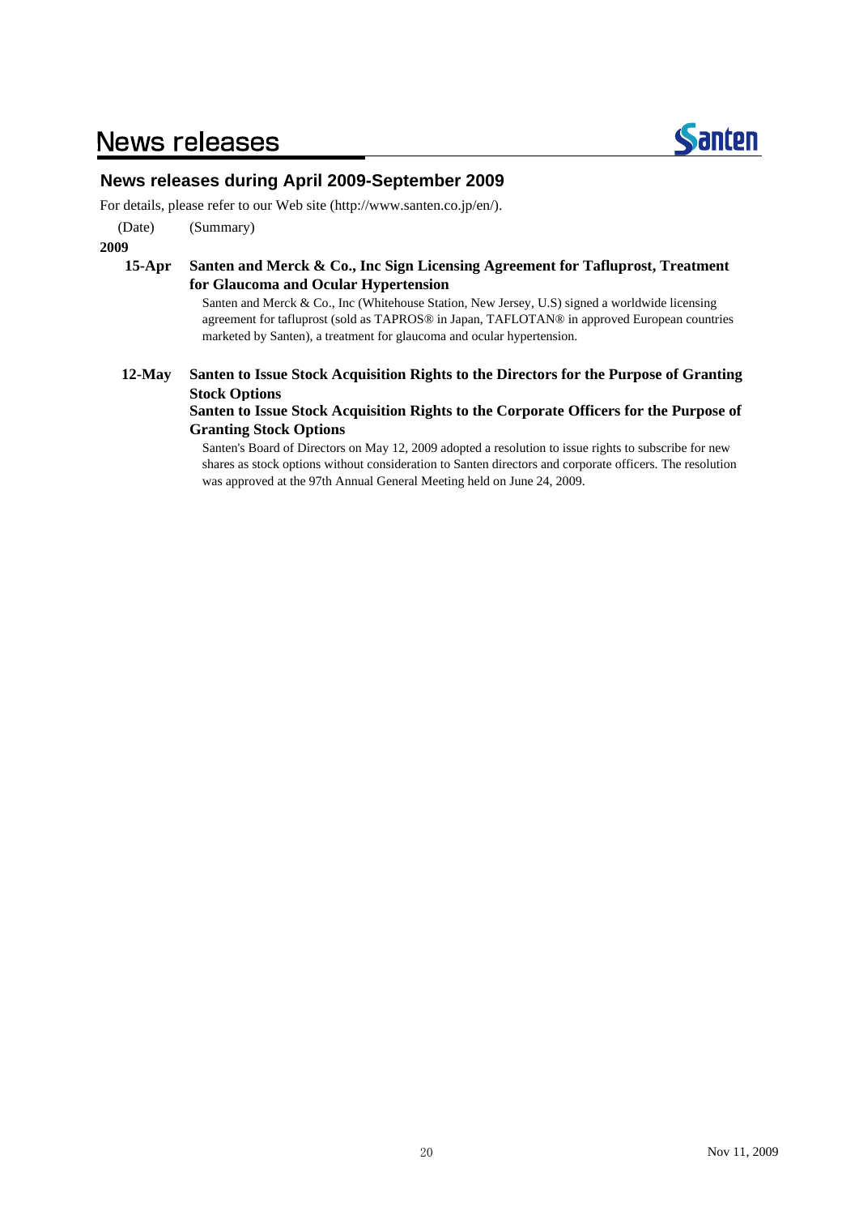# News releases

## News releases during April 2009-September 2009

For details, please refer to our Web site (http://www.santen.co.jp/en/).

(Date) (Summary)

**2009**

**15-Apr** **Santen and Merck & Co., Inc Sign Licensing Agreement for Tafluprost, Treatment for Glaucoma and Ocular Hypertension**

Santen and Merck & Co., Inc (Whitehouse Station, New Jersey, U.S) signed a worldwide licensing agreement for tafluprost (sold as TAPROS® in Japan, TAFLOTAN® in approved European countries marketed by Santen), a treatment for glaucoma and ocular hypertension.

**12-May** **Santen to Issue Stock Acquisition Rights to the Directors for the Purpose of Granting Stock Options**

**Santen to Issue Stock Acquisition Rights to the Corporate Officers for the Purpose of Granting Stock Options**

Santen's Board of Directors on May 12, 2009 adopted a resolution to issue rights to subscribe for new shares as stock options without consideration to Santen directors and corporate officers. The resolution was approved at the 97th Annual General Meeting held on June 24, 2009.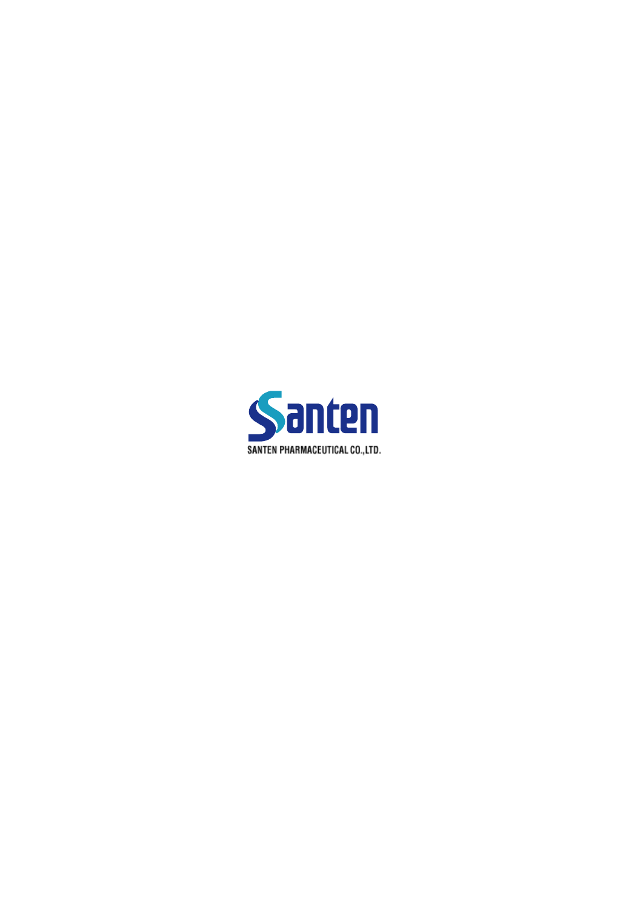Santen

SANTEN PHARMACEUTICAL CO.,LTD.